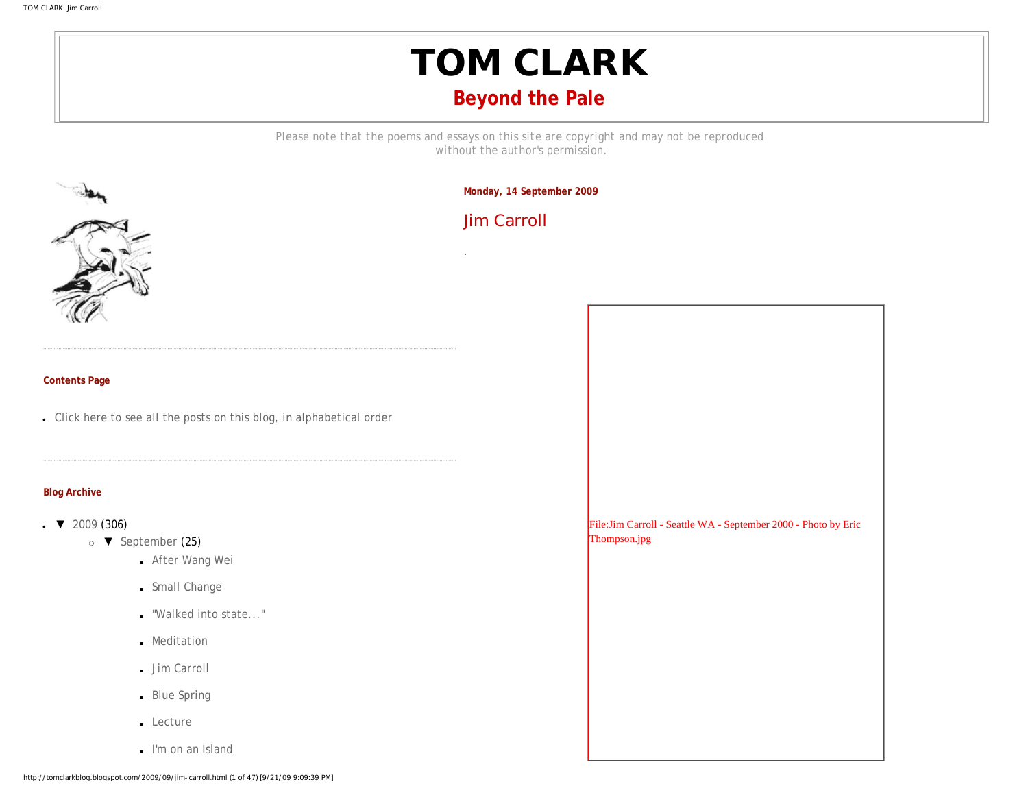# TOM CLARK

## Beyond the Pale

Please note that the poems and essays on this site are copyright and may not be reproduced without the author's permission.

#### Contents Page

- Click here to see all the posts on this blog, in alphabetical order

#### Blog Archive

- ▼ 2009 (306)
  - ▼ September (25)
    - After Wang Wei
    - Small Change
    - "Walked into state..."
    - Meditation
    - Jim Carroll
    - Blue Spring
    - Lecture
    - I'm on an Island

**Monday, 14 September 2009**

## Jim Carroll

.

File:Jim Carroll - Seattle WA - September 2000 - Photo by Eric Thompson.jpg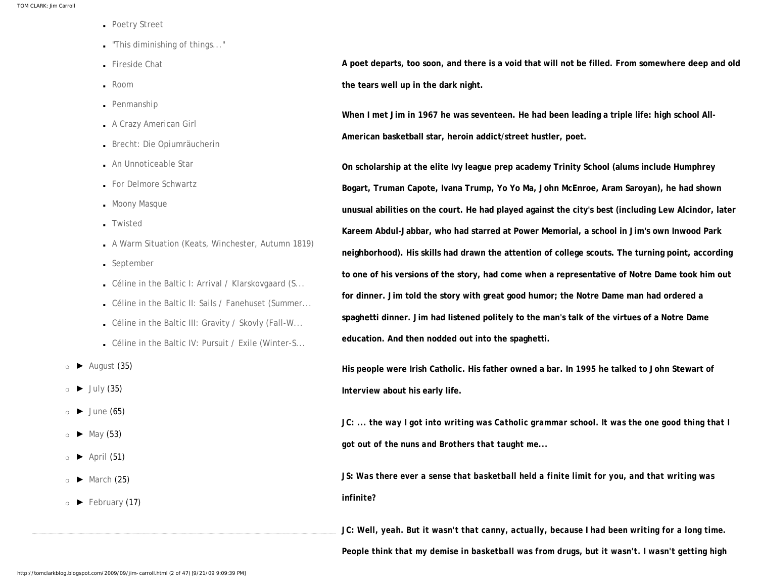- Poetry Street
- "This diminishing of things..."
- Fireside Chat
- Room
- Penmanship
- A Crazy American Girl
- Brecht: Die Opiumräucherin
- An Unnoticeable Star
- For Delmore Schwartz
- Moony Masque
- Twisted
- A Warm Situation (Keats, Winchester, Autumn 1819)
- September
- Céline in the Baltic I: Arrival / Klarskovgaard (S...
- Céline in the Baltic II: Sails / Fanehuset (Summer...
- Céline in the Baltic III: Gravity / Skovly (Fall-W...
- Céline in the Baltic IV: Pursuit / Exile (Winter-S...

- ► August (35)
- ► July (35)
- ► June (65)
- ► May (53)
- ► April (51)
- ► March (25)
- ► February (17)

**A poet departs, too soon, and there is a void that will not be filled. From somewhere deep and old the tears well up in the dark night.**

**When I met Jim in 1967 he was seventeen. He had been leading a triple life: high school All-American basketball star, heroin addict/street hustler, poet.**

**On scholarship at the elite Ivy league prep academy Trinity School (alums include Humphrey Bogart, Truman Capote, Ivana Trump, Yo Yo Ma, John McEnroe, Aram Saroyan), he had shown unusual abilities on the court. He had played against the city's best (including Lew Alcindor, later Kareem Abdul-Jabbar, who had starred at Power Memorial, a school in Jim's own Inwood Park neighborhood). His skills had drawn the attention of college scouts. The turning point, according to one of his versions of the story, had come when a representative of Notre Dame took him out for dinner. Jim told the story with great good humor; the Notre Dame man had ordered a spaghetti dinner. Jim had listened politely to the man's talk of the virtues of a Notre Dame education. And then nodded out into the spaghetti.**

**His people were Irish Catholic. His father owned a bar. In 1995 he talked to John Stewart of Interview about his early life.**

***JC: ... the way I got into writing was Catholic grammar school. It was the one good thing that I got out of the nuns and Brothers that taught me...***

***JS: Was there ever a sense that basketball held a finite limit for you, and that writing was infinite?***

***JC: Well, yeah. But it wasn't that canny, actually, because I had been writing for a long time. People think that my demise in basketball was from drugs, but it wasn't. I wasn't getting high***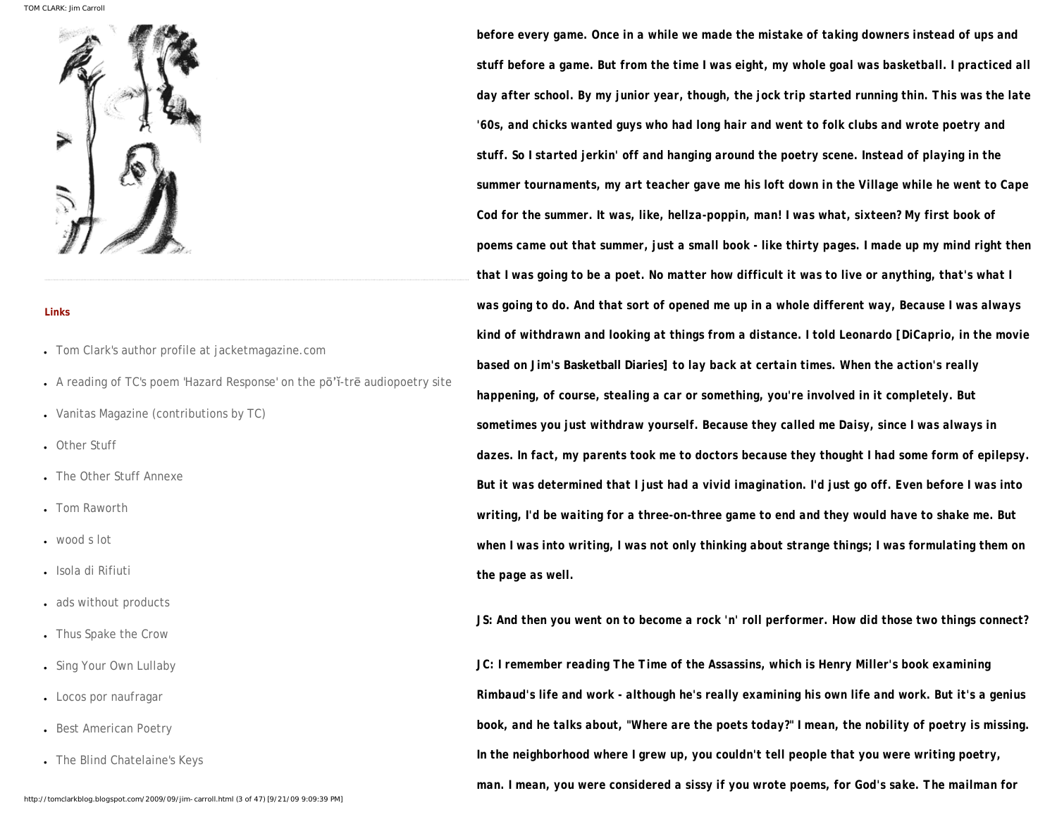**Links**

- Tom Clark's author profile at jacketmagazine.com
- A reading of TC's poem 'Hazard Response' on the pō'ĭ-trē audiopoetry site
- Vanitas Magazine (contributions by TC)
- Other Stuff
- The Other Stuff Annexe
- Tom Raworth
- wood s lot
- Isola di Rifiuti
- ads without products
- Thus Spake the Crow
- Sing Your Own Lullaby
- Locos por naufragar
- Best American Poetry
- The Blind Chatelaine's Keys

**before every game. Once in a while we made the mistake of taking downers instead of ups and stuff before a game. But from the time I was eight, my whole goal was basketball. I practiced all day after school. By my junior year, though, the jock trip started running thin. This was the late '60s, and chicks wanted guys who had long hair and went to folk clubs and wrote poetry and stuff. So I started jerkin' off and hanging around the poetry scene. Instead of playing in the summer tournaments, my art teacher gave me his loft down in the Village while he went to Cape Cod for the summer. It was, like, hellza-poppin, man! I was what, sixteen? My first book of poems came out that summer, just a small book - like thirty pages. I made up my mind right then that I was going to be a poet. No matter how difficult it was to live or anything, that's what I was going to do. And that sort of opened me up in a whole different way, Because I was always kind of withdrawn and looking at things from a distance. I told Leonardo [DiCaprio, in the movie based on Jim's Basketball Diaries] to lay back at certain times. When the action's really happening, of course, stealing a car or something, you're involved in it completely. But sometimes you just withdraw yourself. Because they called me Daisy, since I was always in dazes. In fact, my parents took me to doctors because they thought I had some form of epilepsy. But it was determined that I just had a vivid imagination. I'd just go off. Even before I was into writing, I'd be waiting for a three-on-three game to end and they would have to shake me. But when I was into writing, I was not only thinking about strange things; I was formulating them on the page as well.**

**JS: And then you went on to become a rock 'n' roll performer. How did those two things connect?**

**JC: I remember reading The Time of the Assassins, which is Henry Miller's book examining Rimbaud's life and work - although he's really examining his own life and work. But it's a genius book, and he talks about, "Where are the poets today?" I mean, the nobility of poetry is missing. In the neighborhood where I grew up, you couldn't tell people that you were writing poetry, man. I mean, you were considered a sissy if you wrote poems, for God's sake. The mailman for**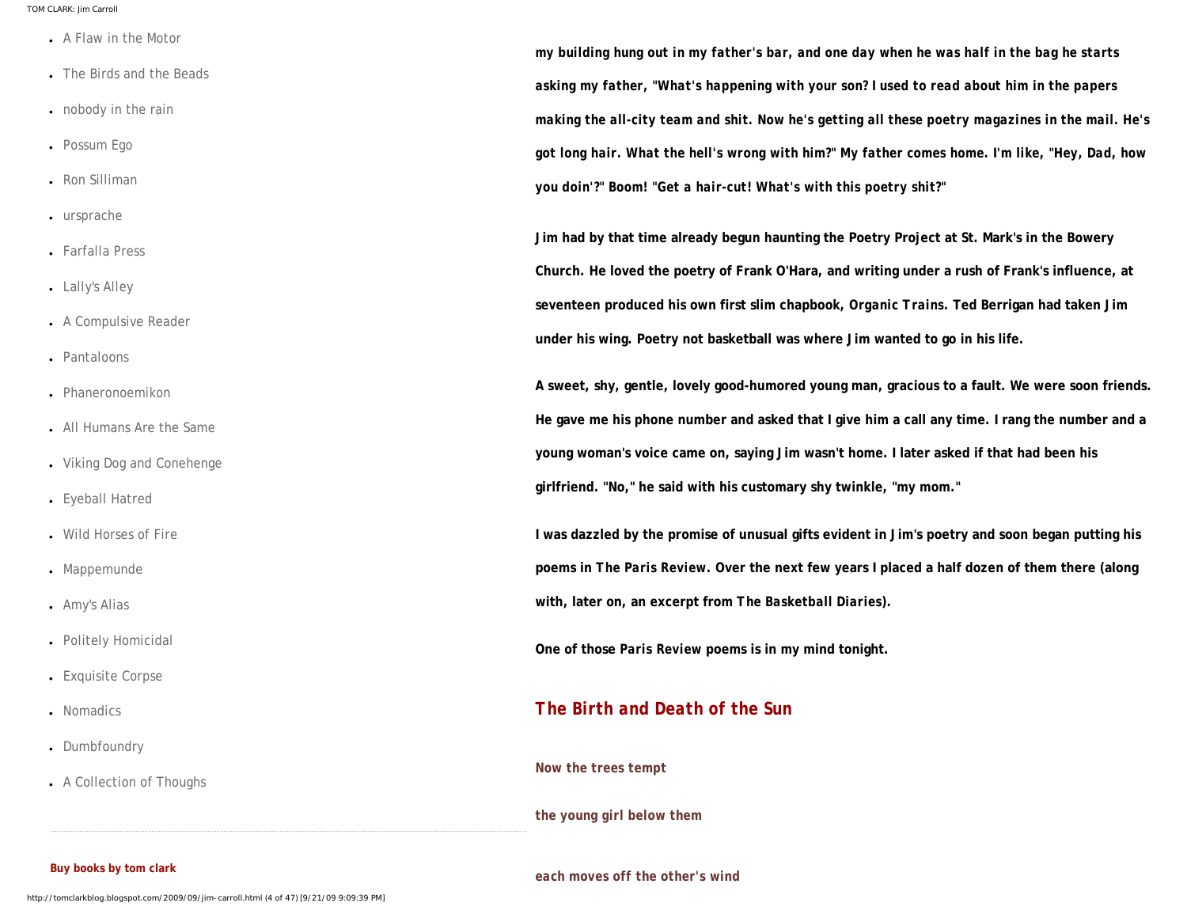- A Flaw in the Motor
- The Birds and the Beads
- nobody in the rain
- Possum Ego
- Ron Silliman
- ursprache
- Farfalla Press
- Lally's Alley
- A Compulsive Reader
- Pantaloons
- Phaneronoemikon
- All Humans Are the Same
- Viking Dog and Conehenge
- Eyeball Hatred
- Wild Horses of Fire
- Mappemunde
- Amy's Alias
- Politely Homicidal
- Exquisite Corpse
- Nomadics
- Dumbfoundry
- A Collection of Thoughs

**Buy books by tom clark**

**my building hung out in my father's bar, and one day when he was half in the bag he starts asking my father, "What's happening with your son? I used to read about him in the papers making the all-city team and shit. Now he's getting all these poetry magazines in the mail. He's got long hair. What the hell's wrong with him?" My father comes home. I'm like, "Hey, Dad, how you doin'?" Boom! "Get a hair-cut! What's with this poetry shit?"**

**Jim had by that time already begun haunting the Poetry Project at St. Mark's in the Bowery Church. He loved the poetry of Frank O'Hara, and writing under a rush of Frank's influence, at seventeen produced his own first slim chapbook, *Organic Trains*. Ted Berrigan had taken Jim under his wing. Poetry not basketball was where Jim wanted to go in his life.**

**A sweet, shy, gentle, lovely good-humored young man, gracious to a fault. We were soon friends. He gave me his phone number and asked that I give him a call any time. I rang the number and a young woman's voice came on, saying Jim wasn't home. I later asked if that had been his girlfriend. "No," he said with his customary shy twinkle, "my mom."**

**I was dazzled by the promise of unusual gifts evident in Jim's poetry and soon began putting his poems in *The Paris Review*. Over the next few years I placed a half dozen of them there (along with, later on, an excerpt from *The Basketball Diaries*).**

**One of those *Paris Review* poems is in my mind tonight.**

## *The Birth and Death of the Sun*

**Now the trees tempt**

**the young girl below them**

**each moves off the other's wind**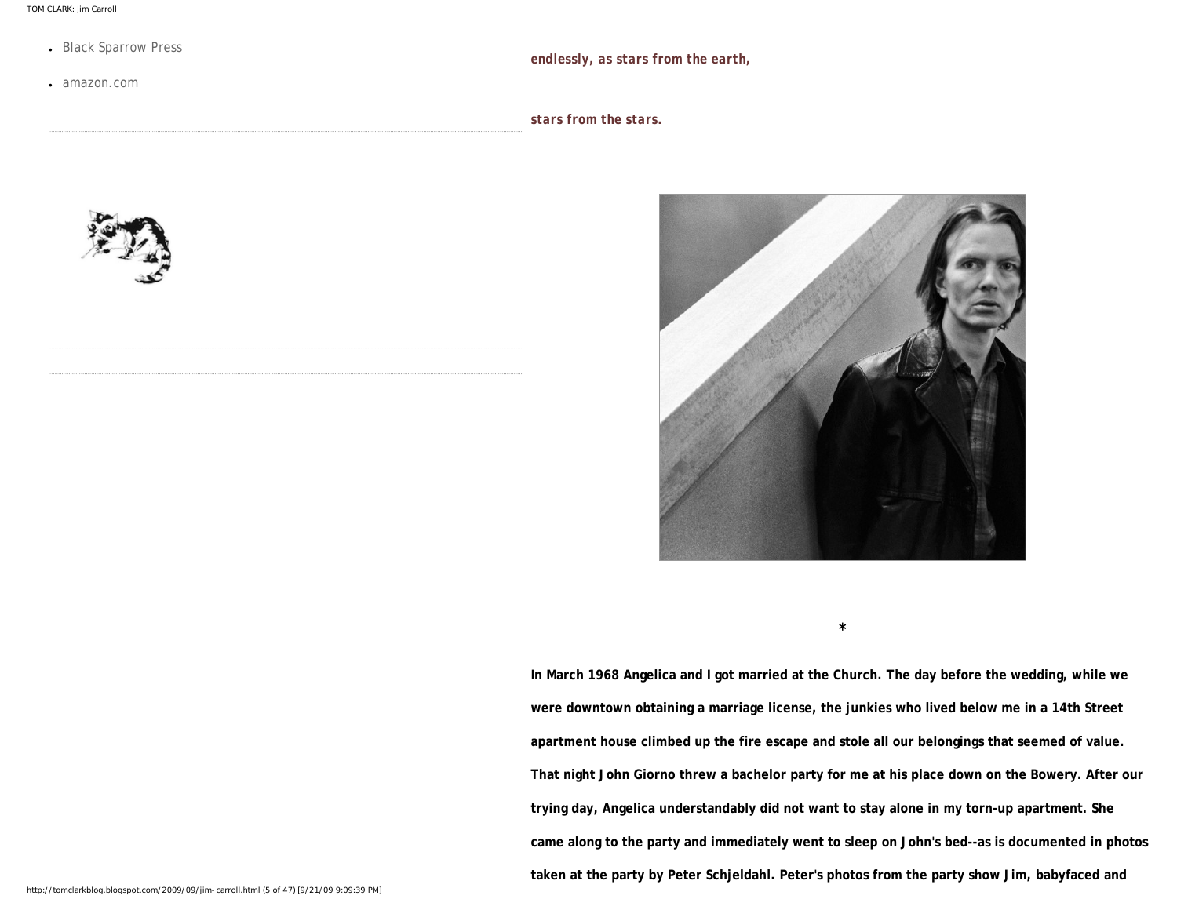- Black Sparrow Press
- amazon.com

**endlessly, as stars from the earth,**

**stars from the stars.**

*

**In March 1968 Angelica and I got married at the Church. The day before the wedding, while we were downtown obtaining a marriage license, the junkies who lived below me in a 14th Street apartment house climbed up the fire escape and stole all our belongings that seemed of value. That night John Giorno threw a bachelor party for me at his place down on the Bowery. After our trying day, Angelica understandably did not want to stay alone in my torn-up apartment. She came along to the party and immediately went to sleep on John's bed--as is documented in photos taken at the party by Peter Schjeldahl. Peter's photos from the party show Jim, babyfaced and**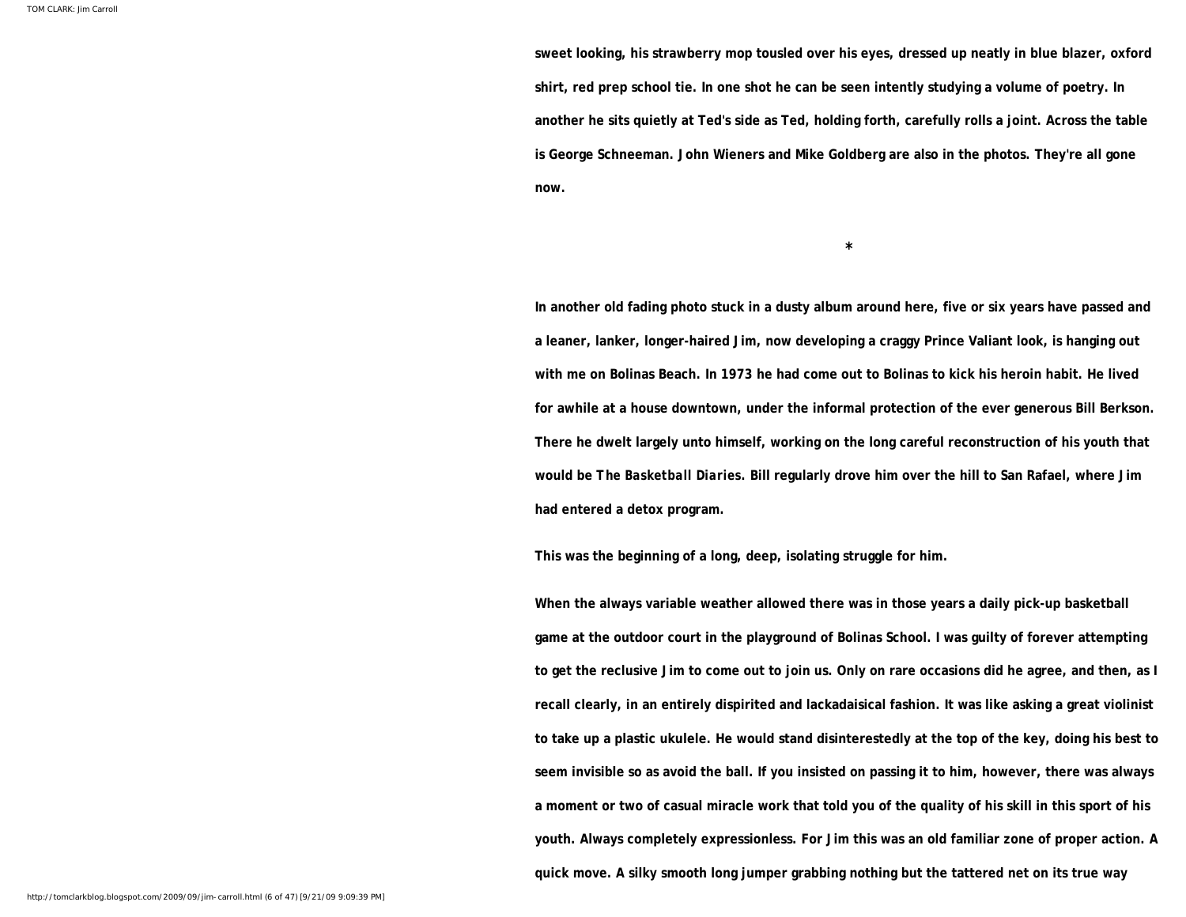**sweet looking, his strawberry mop tousled over his eyes, dressed up neatly in blue blazer, oxford shirt, red prep school tie. In one shot he can be seen intently studying a volume of poetry. In another he sits quietly at Ted's side as Ted, holding forth, carefully rolls a joint. Across the table is George Schneeman. John Wieners and Mike Goldberg are also in the photos. They're all gone now.**

*

**In another old fading photo stuck in a dusty album around here, five or six years have passed and a leaner, lanker, longer-haired Jim, now developing a craggy Prince Valiant look, is hanging out with me on Bolinas Beach. In 1973 he had come out to Bolinas to kick his heroin habit. He lived for awhile at a house downtown, under the informal protection of the ever generous Bill Berkson. There he dwelt largely unto himself, working on the long careful reconstruction of his youth that would be *The Basketball Diaries*. Bill regularly drove him over the hill to San Rafael, where Jim had entered a detox program.**

**This was the beginning of a long, deep, isolating struggle for him.**

**When the always variable weather allowed there was in those years a daily pick-up basketball game at the outdoor court in the playground of Bolinas School. I was guilty of forever attempting to get the reclusive Jim to come out to join us. Only on rare occasions did he agree, and then, as I recall clearly, in an entirely dispirited and lackadaisical fashion. It was like asking a great violinist to take up a plastic ukulele. He would stand disinterestedly at the top of the key, doing his best to seem invisible so as avoid the ball. If you insisted on passing it to him, however, there was always a moment or two of casual miracle work that told you of the quality of his skill in this sport of his youth. Always completely expressionless. For Jim this was an old familiar zone of proper action. A quick move. A silky smooth long jumper grabbing nothing but the tattered net on its true way**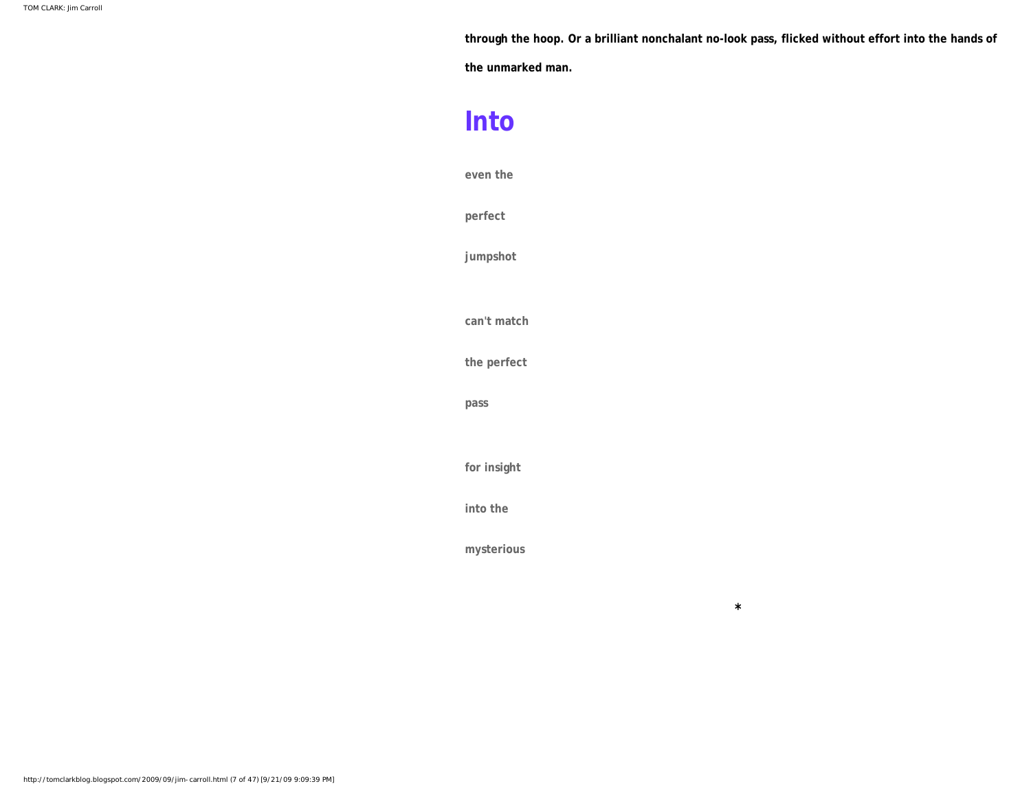**through the hoop. Or a brilliant nonchalant no-look pass, flicked without effort into the hands of the unmarked man.**

## Into

**even the**

**perfect**

**jumpshot**

**can't match**

**the perfect**

**pass**

**for insight**

**into the**

**mysterious**

*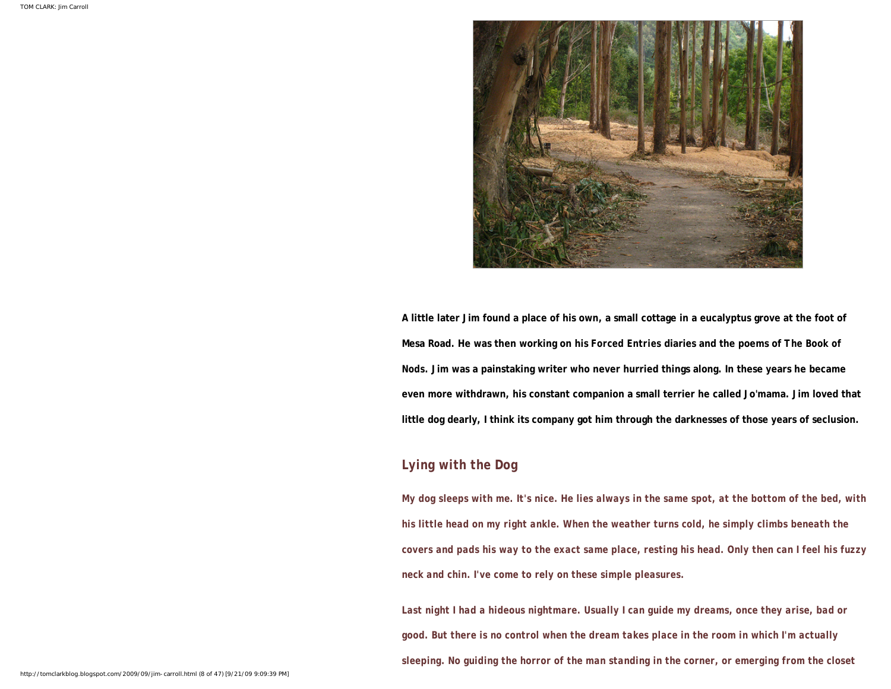A little later Jim found a place of his own, a small cottage in a eucalyptus grove at the foot of Mesa Road. He was then working on his Forced Entries diaries and the poems of The Book of Nods. Jim was a painstaking writer who never hurried things along. In these years he became even more withdrawn, his constant companion a small terrier he called Jo'mama. Jim loved that little dog dearly, I think its company got him through the darknesses of those years of seclusion.

## Lying with the Dog

My dog sleeps with me. It's nice. He lies always in the same spot, at the bottom of the bed, with his little head on my right ankle. When the weather turns cold, he simply climbs beneath the covers and pads his way to the exact same place, resting his head. Only then can I feel his fuzzy neck and chin. I've come to rely on these simple pleasures.

Last night I had a hideous nightmare. Usually I can guide my dreams, once they arise, bad or good. But there is no control when the dream takes place in the room in which I'm actually sleeping. No guiding the horror of the man standing in the corner, or emerging from the closet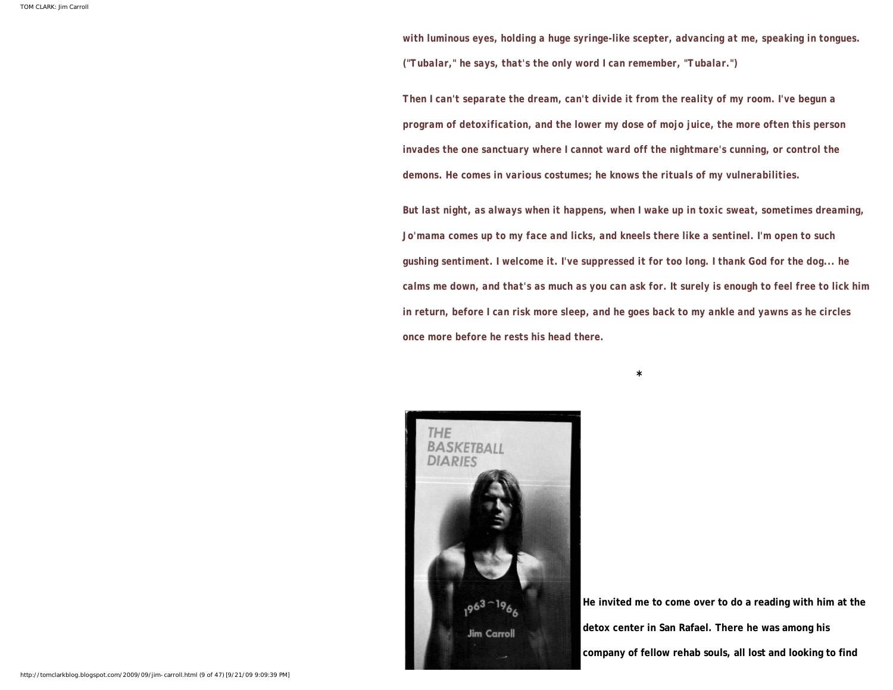**with luminous eyes, holding a huge syringe-like scepter, advancing at me, speaking in tongues. ("Tubalar," he says, that's the only word I can remember, "Tubalar.")**

**Then I can't separate the dream, can't divide it from the reality of my room. I've begun a program of detoxification, and the lower my dose of mojo juice, the more often this person invades the one sanctuary where I cannot ward off the nightmare's cunning, or control the demons. He comes in various costumes; he knows the rituals of my vulnerabilities.**

**But last night, as always when it happens, when I wake up in toxic sweat, sometimes dreaming, Jo'mama comes up to my face and licks, and kneels there like a sentinel. I'm open to such gushing sentiment. I welcome it. I've suppressed it for too long. I thank God for the dog... he calms me down, and that's as much as you can ask for. It surely is enough to feel free to lick him in return, before I can risk more sleep, and he goes back to my ankle and yawns as he circles once more before he rests his head there.**

*

**He invited me to come over to do a reading with him at the detox center in San Rafael. There he was among his company of fellow rehab souls, all lost and looking to find**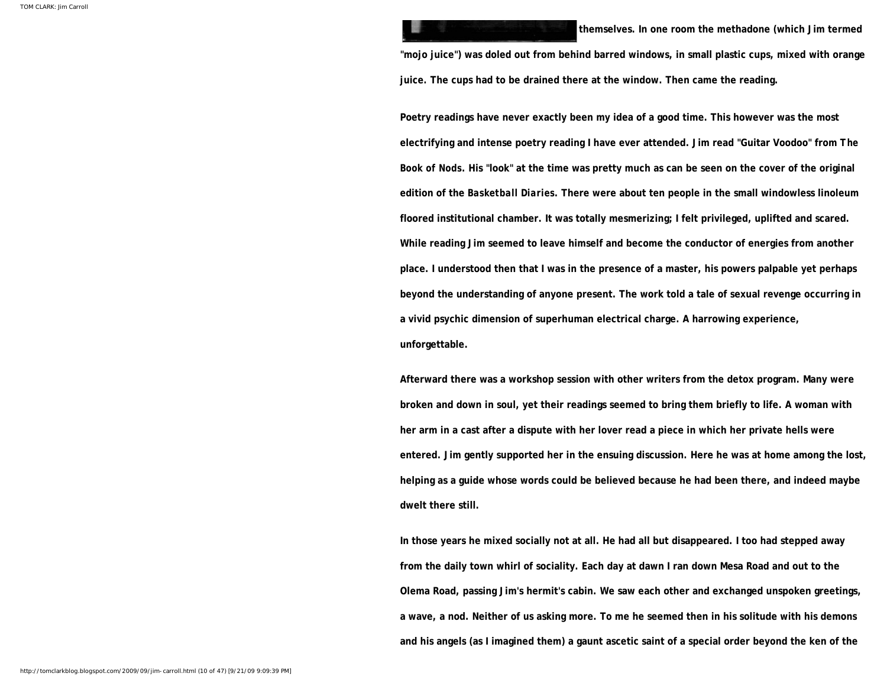themselves. In one room the methadone (which Jim termed "mojo juice") was doled out from behind barred windows, in small plastic cups, mixed with orange juice. The cups had to be drained there at the window. Then came the reading.

Poetry readings have never exactly been my idea of a good time. This however was the most electrifying and intense poetry reading I have ever attended. Jim read "Guitar Voodoo" from The Book of Nods. His "look" at the time was pretty much as can be seen on the cover of the original edition of the *Basketball Diaries*. There were about ten people in the small windowless linoleum floored institutional chamber. It was totally mesmerizing; I felt privileged, uplifted and scared. While reading Jim seemed to leave himself and become the conductor of energies from another place. I understood then that I was in the presence of a master, his powers palpable yet perhaps beyond the understanding of anyone present. The work told a tale of sexual revenge occurring in a vivid psychic dimension of superhuman electrical charge. A harrowing experience, unforgettable.

Afterward there was a workshop session with other writers from the detox program. Many were broken and down in soul, yet their readings seemed to bring them briefly to life. A woman with her arm in a cast after a dispute with her lover read a piece in which her private hells were entered. Jim gently supported her in the ensuing discussion. Here he was at home among the lost, helping as a guide whose words could be believed because he had been there, and indeed maybe dwelt there still.

In those years he mixed socially not at all. He had all but disappeared. I too had stepped away from the daily town whirl of sociality. Each day at dawn I ran down Mesa Road and out to the Olema Road, passing Jim's hermit's cabin. We saw each other and exchanged unspoken greetings, a wave, a nod. Neither of us asking more. To me he seemed then in his solitude with his demons and his angels (as I imagined them) a gaunt ascetic saint of a special order beyond the ken of the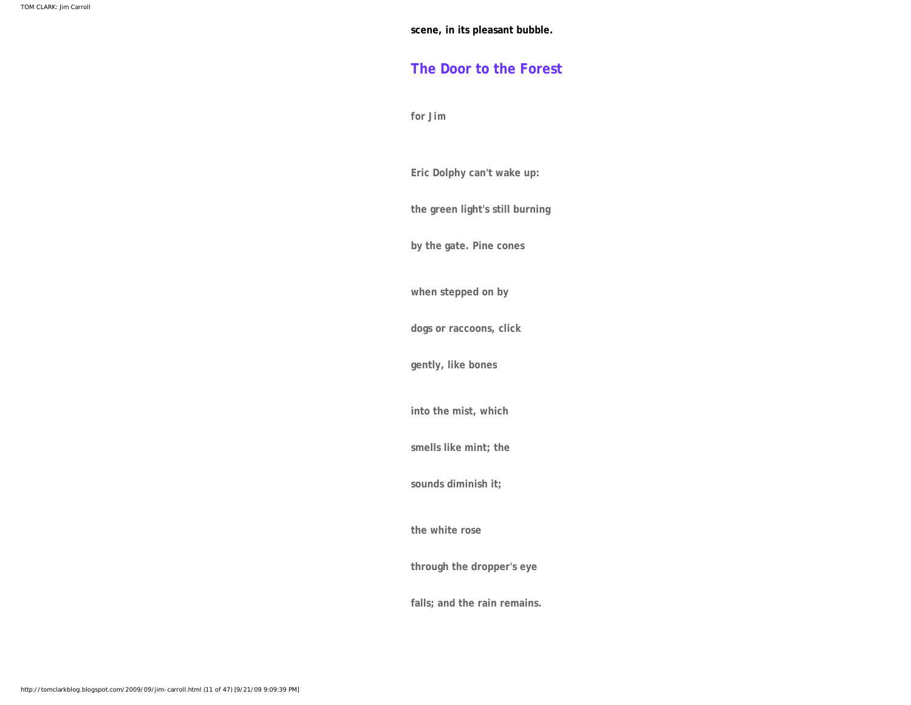**scene, in its pleasant bubble.**

## The Door to the Forest

for Jim

Eric Dolphy can't wake up:

the green light's still burning

by the gate. Pine cones

when stepped on by

dogs or raccoons, click

gently, like bones

into the mist, which

smells like mint; the

sounds diminish it;

the white rose

through the dropper's eye

falls; and the rain remains.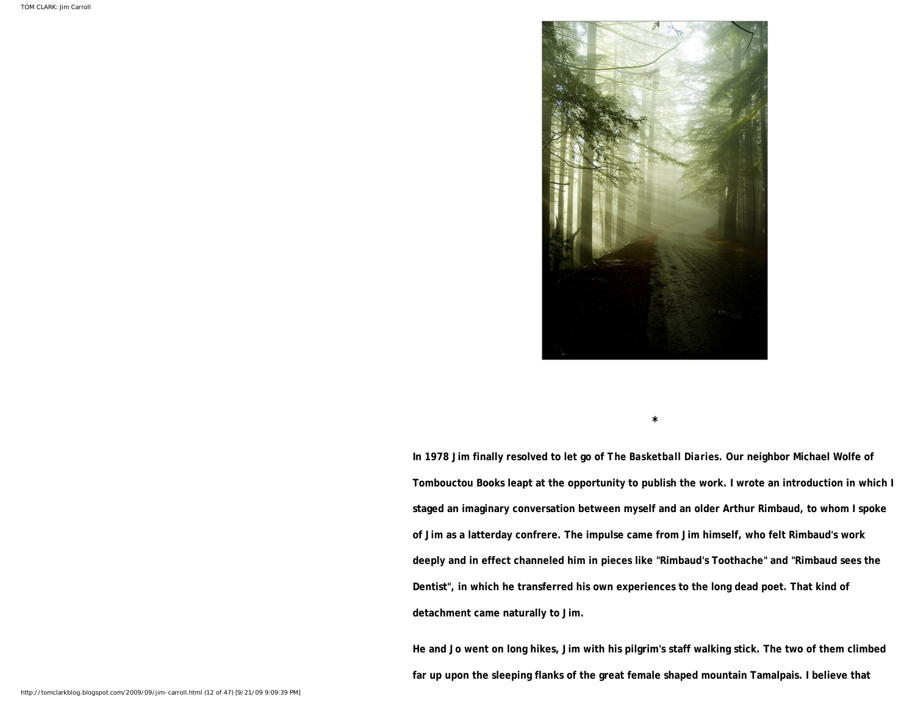*

**In 1978 Jim finally resolved to let go of *The Basketball Diaries*. Our neighbor Michael Wolfe of Tombouctou Books leapt at the opportunity to publish the work. I wrote an introduction in which I staged an imaginary conversation between myself and an older Arthur Rimbaud, to whom I spoke of Jim as a latterday confrere. The impulse came from Jim himself, who felt Rimbaud's work deeply and in effect channeled him in pieces like "Rimbaud's Toothache" and "Rimbaud sees the Dentist", in which he transferred his own experiences to the long dead poet. That kind of detachment came naturally to Jim.**

**He and Jo went on long hikes, Jim with his pilgrim's staff walking stick. The two of them climbed far up upon the sleeping flanks of the great female shaped mountain Tamalpais. I believe that**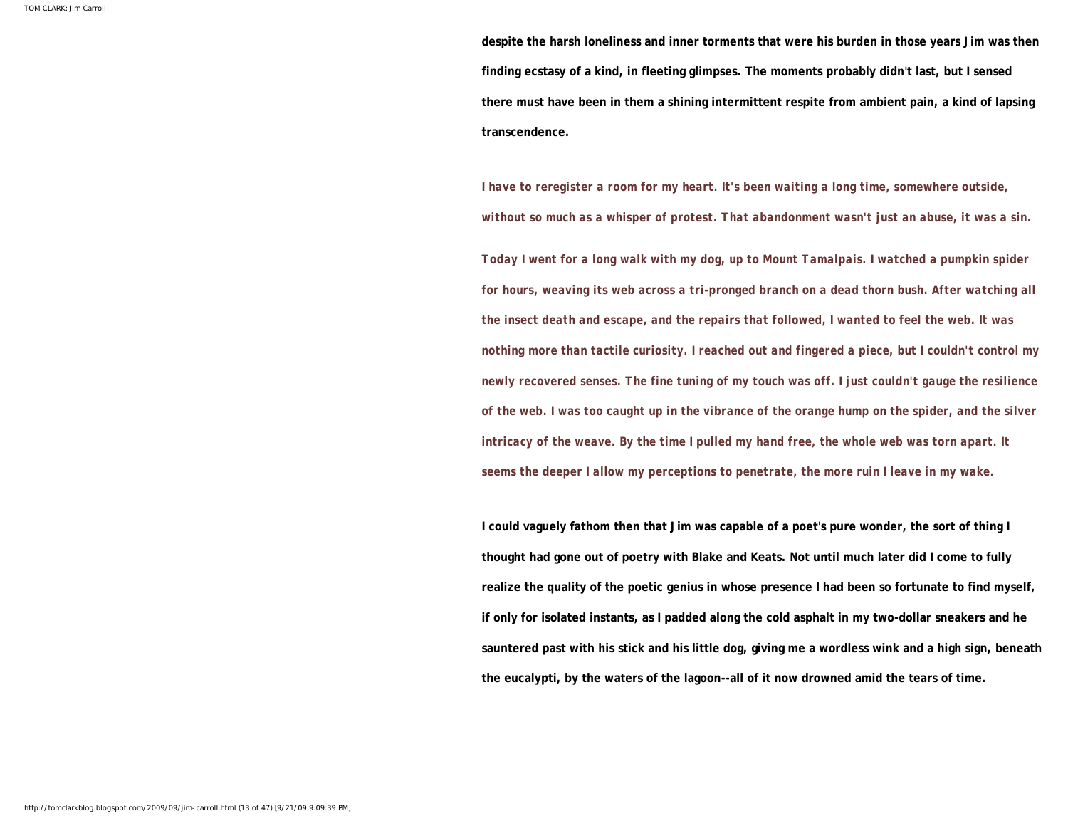despite the harsh loneliness and inner torments that were his burden in those years Jim was then finding ecstasy of a kind, in fleeting glimpses. The moments probably didn't last, but I sensed there must have been in them a shining intermittent respite from ambient pain, a kind of lapsing transcendence.

I have to reregister a room for my heart. It's been waiting a long time, somewhere outside, without so much as a whisper of protest. That abandonment wasn't just an abuse, it was a sin.

Today I went for a long walk with my dog, up to Mount Tamalpais. I watched a pumpkin spider for hours, weaving its web across a tri-pronged branch on a dead thorn bush. After watching all the insect death and escape, and the repairs that followed, I wanted to feel the web. It was nothing more than tactile curiosity. I reached out and fingered a piece, but I couldn't control my newly recovered senses. The fine tuning of my touch was off. I just couldn't gauge the resilience of the web. I was too caught up in the vibrance of the orange hump on the spider, and the silver intricacy of the weave. By the time I pulled my hand free, the whole web was torn apart. It seems the deeper I allow my perceptions to penetrate, the more ruin I leave in my wake.

I could vaguely fathom then that Jim was capable of a poet's pure wonder, the sort of thing I thought had gone out of poetry with Blake and Keats. Not until much later did I come to fully realize the quality of the poetic genius in whose presence I had been so fortunate to find myself, if only for isolated instants, as I padded along the cold asphalt in my two-dollar sneakers and he sauntered past with his stick and his little dog, giving me a wordless wink and a high sign, beneath the eucalypti, by the waters of the lagoon--all of it now drowned amid the tears of time.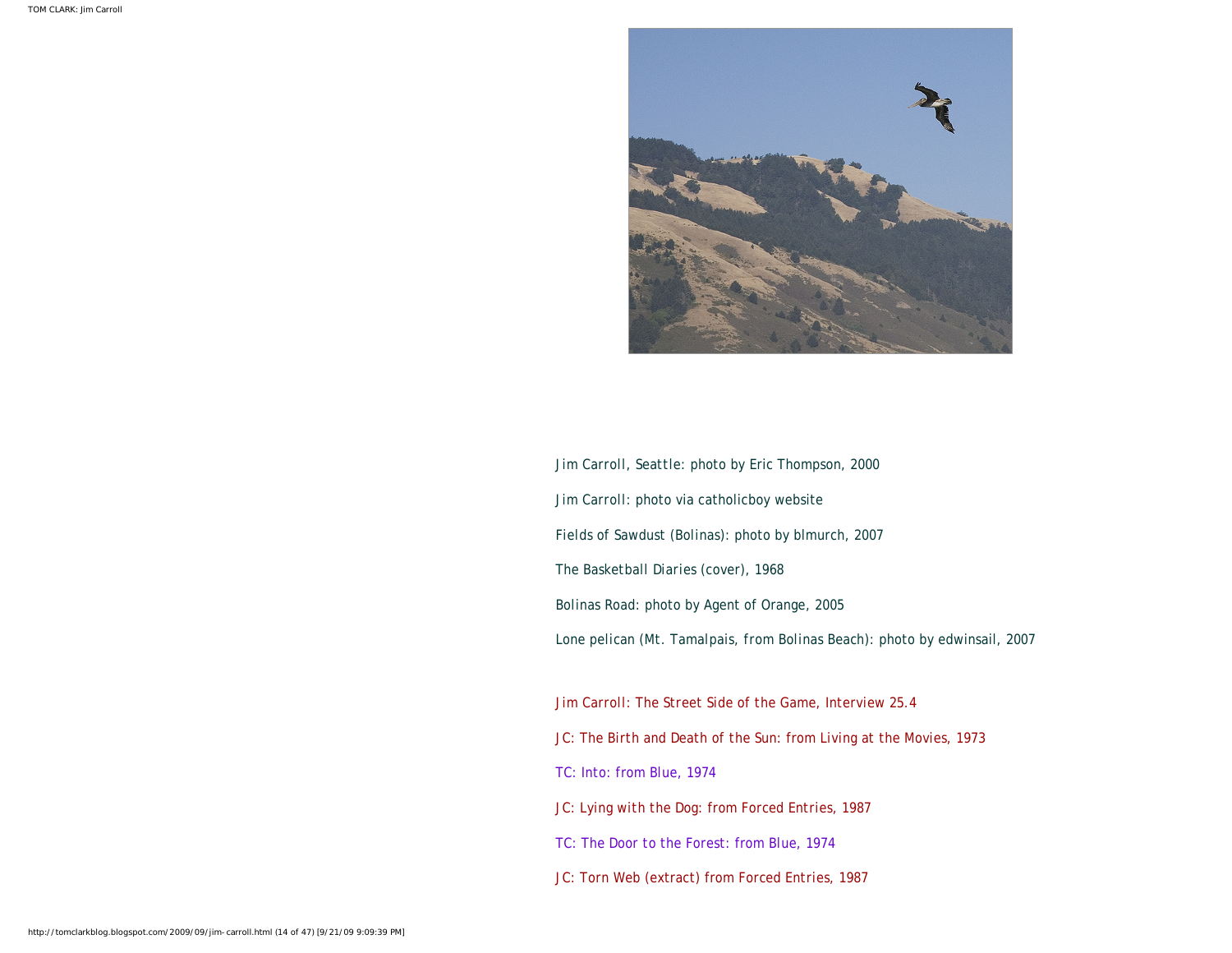Jim Carroll, Seattle: photo by Eric Thompson, 2000

Jim Carroll: photo via catholicboy website

Fields of Sawdust (Bolinas): photo by blmurch, 2007

The Basketball Diaries (cover), 1968

Bolinas Road: photo by Agent of Orange, 2005

Lone pelican (Mt. Tamalpais, from Bolinas Beach): photo by edwinsail, 2007

Jim Carroll: The Street Side of the Game, Interview 25.4

JC: The Birth and Death of the Sun: from Living at the Movies, 1973

TC: Into: from Blue, 1974

JC: Lying with the Dog: from Forced Entries, 1987

TC: The Door to the Forest: from Blue, 1974

JC: Torn Web (extract) from Forced Entries, 1987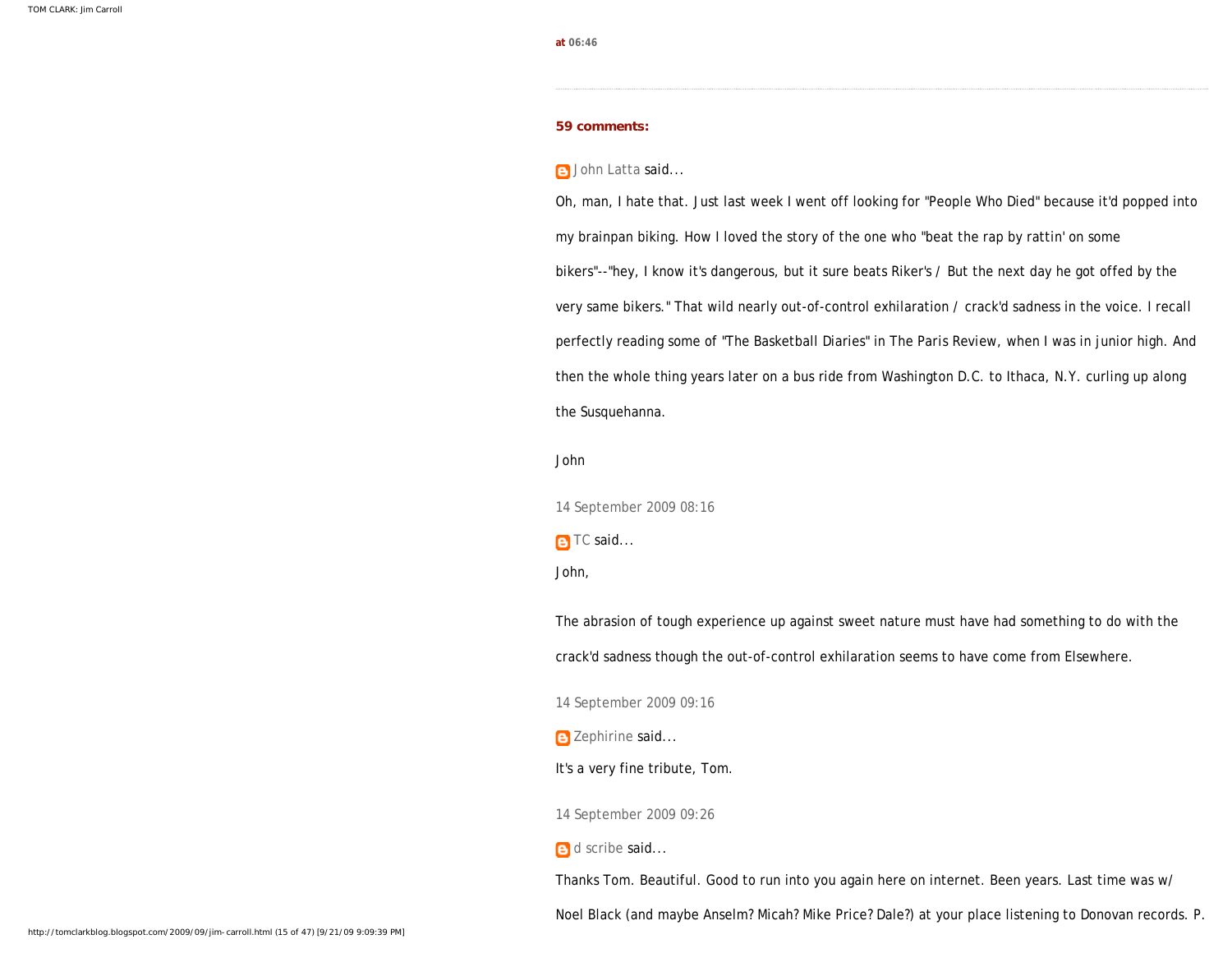at 06:46

---

**59 comments:**

John Latta said...

Oh, man, I hate that. Just last week I went off looking for "People Who Died" because it'd popped into my brainpan biking. How I loved the story of the one who "beat the rap by rattin' on some bikers"--"hey, I know it's dangerous, but it sure beats Riker's / But the next day he got offed by the very same bikers." That wild nearly out-of-control exhilaration / crack'd sadness in the voice. I recall perfectly reading some of "The Basketball Diaries" in The Paris Review, when I was in junior high. And then the whole thing years later on a bus ride from Washington D.C. to Ithaca, N.Y. curling up along the Susquehanna.

John

14 September 2009 08:16

TC said...

John,

The abrasion of tough experience up against sweet nature must have had something to do with the crack'd sadness though the out-of-control exhilaration seems to have come from Elsewhere.

14 September 2009 09:16

Zephirine said...

It's a very fine tribute, Tom.

14 September 2009 09:26

d scribe said...

Thanks Tom. Beautiful. Good to run into you again here on internet. Been years. Last time was w/ Noel Black (and maybe Anselm? Micah? Mike Price? Dale?) at your place listening to Donovan records. P.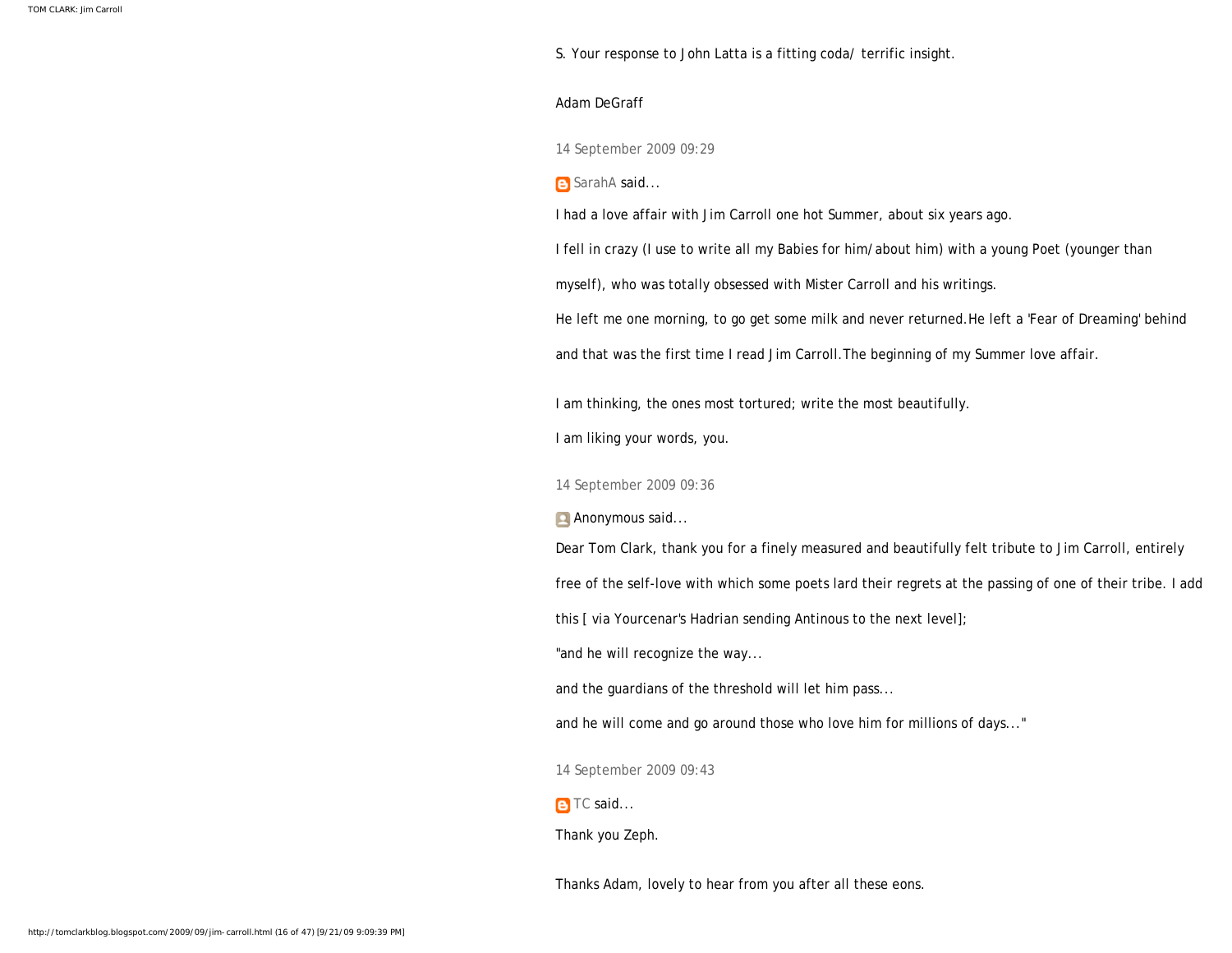S. Your response to John Latta is a fitting coda/ terrific insight.

Adam DeGraff

14 September 2009 09:29

SarahA said...

I had a love affair with Jim Carroll one hot Summer, about six years ago.

I fell in crazy (I use to write all my Babies for him/about him) with a young Poet (younger than myself), who was totally obsessed with Mister Carroll and his writings.

He left me one morning, to go get some milk and never returned.He left a 'Fear of Dreaming' behind and that was the first time I read Jim Carroll.The beginning of my Summer love affair.

I am thinking, the ones most tortured; write the most beautifully.

I am liking your words, you.

14 September 2009 09:36

Anonymous said...

Dear Tom Clark, thank you for a finely measured and beautifully felt tribute to Jim Carroll, entirely free of the self-love with which some poets lard their regrets at the passing of one of their tribe. I add this [ via Yourcenar's Hadrian sending Antinous to the next level];

"and he will recognize the way...

and the guardians of the threshold will let him pass...

and he will come and go around those who love him for millions of days..."

14 September 2009 09:43

TC said...

Thank you Zeph.

Thanks Adam, lovely to hear from you after all these eons.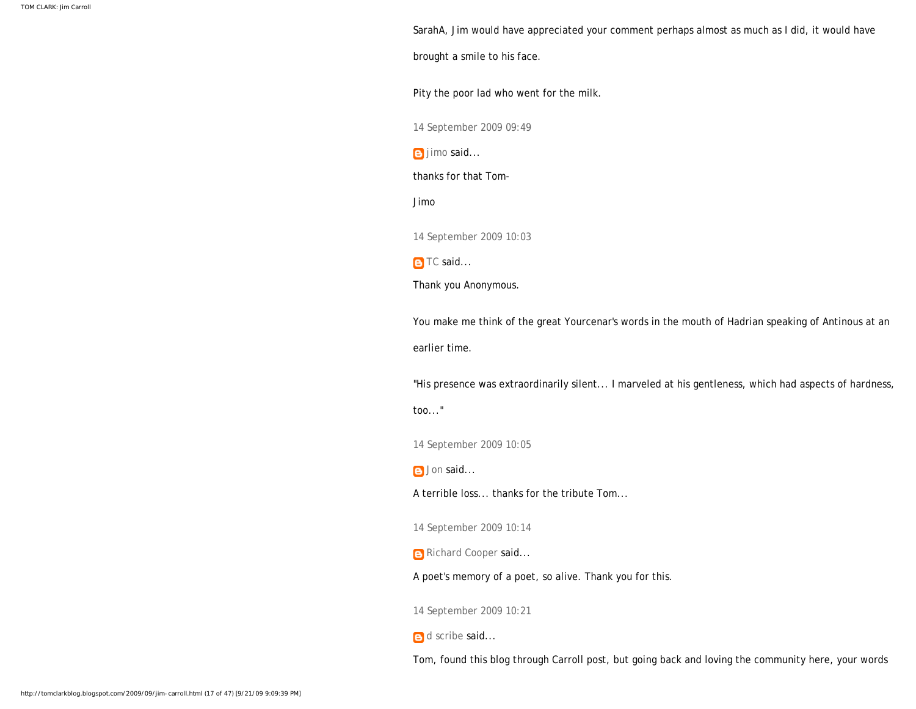SarahA, Jim would have appreciated your comment perhaps almost as much as I did, it would have brought a smile to his face.

Pity the poor lad who went for the milk.

14 September 2009 09:49

jimo said...

thanks for that Tom-

Jimo

14 September 2009 10:03

TC said...

Thank you Anonymous.

You make me think of the great Yourcenar's words in the mouth of Hadrian speaking of Antinous at an earlier time.

"His presence was extraordinarily silent... I marveled at his gentleness, which had aspects of hardness, too..."

14 September 2009 10:05

Jon said...

A terrible loss... thanks for the tribute Tom...

14 September 2009 10:14

Richard Cooper said...

A poet's memory of a poet, so alive. Thank you for this.

14 September 2009 10:21

d scribe said...

Tom, found this blog through Carroll post, but going back and loving the community here, your words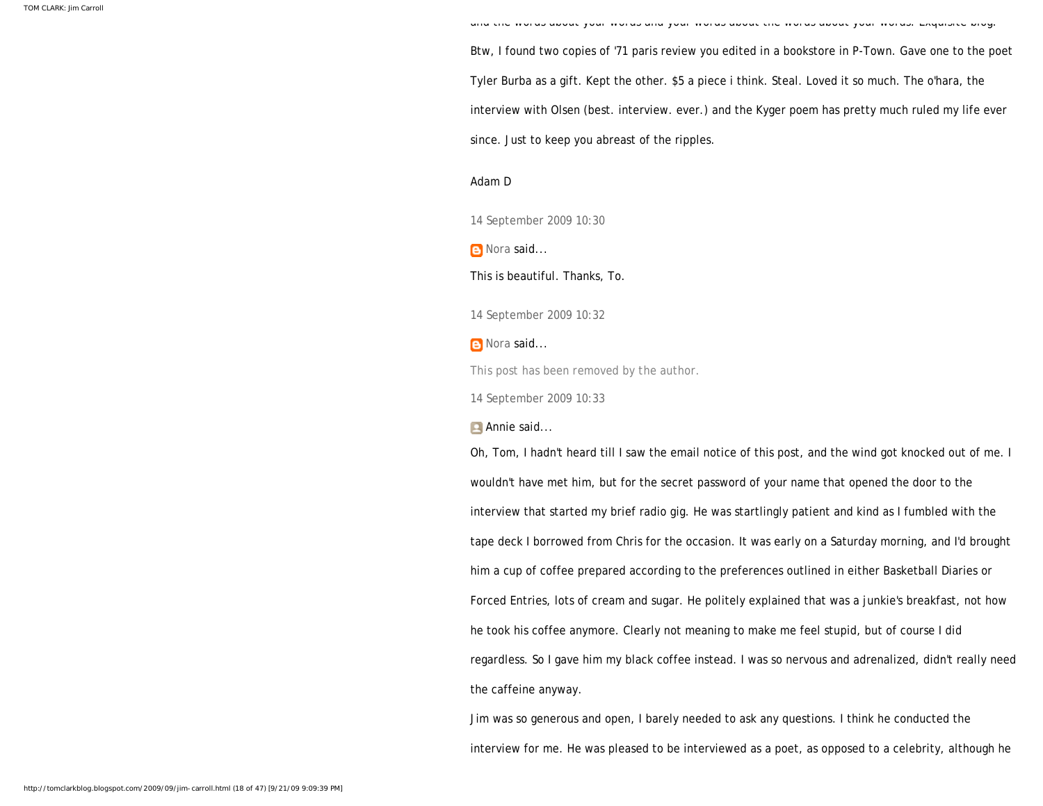and the words about your words and your words about the words about your words. Exquisite blog.

Btw, I found two copies of '71 paris review you edited in a bookstore in P-Town. Gave one to the poet Tyler Burba as a gift. Kept the other. $5 a piece i think. Steal. Loved it so much. The o'hara, the interview with Olsen (best. interview. ever.) and the Kyger poem has pretty much ruled my life ever since. Just to keep you abreast of the ripples.

Adam D

14 September 2009 10:30

Nora said...

This is beautiful. Thanks, To.

14 September 2009 10:32

Nora said...

This post has been removed by the author.

14 September 2009 10:33

Annie said...

Oh, Tom, I hadn't heard till I saw the email notice of this post, and the wind got knocked out of me. I wouldn't have met him, but for the secret password of your name that opened the door to the interview that started my brief radio gig. He was startlingly patient and kind as I fumbled with the tape deck I borrowed from Chris for the occasion. It was early on a Saturday morning, and I'd brought him a cup of coffee prepared according to the preferences outlined in either Basketball Diaries or Forced Entries, lots of cream and sugar. He politely explained that was a junkie's breakfast, not how he took his coffee anymore. Clearly not meaning to make me feel stupid, but of course I did regardless. So I gave him my black coffee instead. I was so nervous and adrenalized, didn't really need the caffeine anyway.

Jim was so generous and open, I barely needed to ask any questions. I think he conducted the interview for me. He was pleased to be interviewed as a poet, as opposed to a celebrity, although he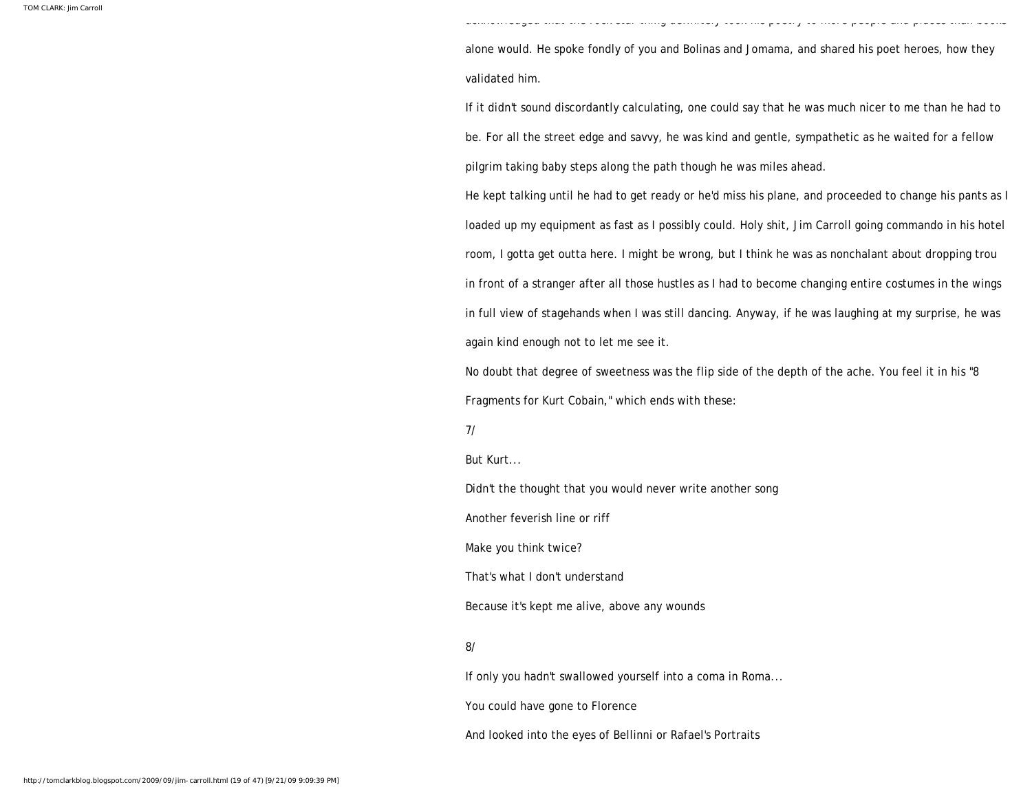acknowledged that the rock star thing definitely took his poetry to more people and places than books alone would. He spoke fondly of you and Bolinas and Jomama, and shared his poet heroes, how they validated him.

If it didn't sound discordantly calculating, one could say that he was much nicer to me than he had to be. For all the street edge and savvy, he was kind and gentle, sympathetic as he waited for a fellow pilgrim taking baby steps along the path though he was miles ahead.

He kept talking until he had to get ready or he'd miss his plane, and proceeded to change his pants as I loaded up my equipment as fast as I possibly could. Holy shit, Jim Carroll going commando in his hotel room, I gotta get outta here. I might be wrong, but I think he was as nonchalant about dropping trou in front of a stranger after all those hustles as I had to become changing entire costumes in the wings in full view of stagehands when I was still dancing. Anyway, if he was laughing at my surprise, he was again kind enough not to let me see it.

No doubt that degree of sweetness was the flip side of the depth of the ache. You feel it in his "8 Fragments for Kurt Cobain," which ends with these:

7/

But Kurt...

Didn't the thought that you would never write another song

Another feverish line or riff

Make you think twice?

That's what I don't understand

Because it's kept me alive, above any wounds

8/

If only you hadn't swallowed yourself into a coma in Roma...

You could have gone to Florence

And looked into the eyes of Bellinni or Rafael's Portraits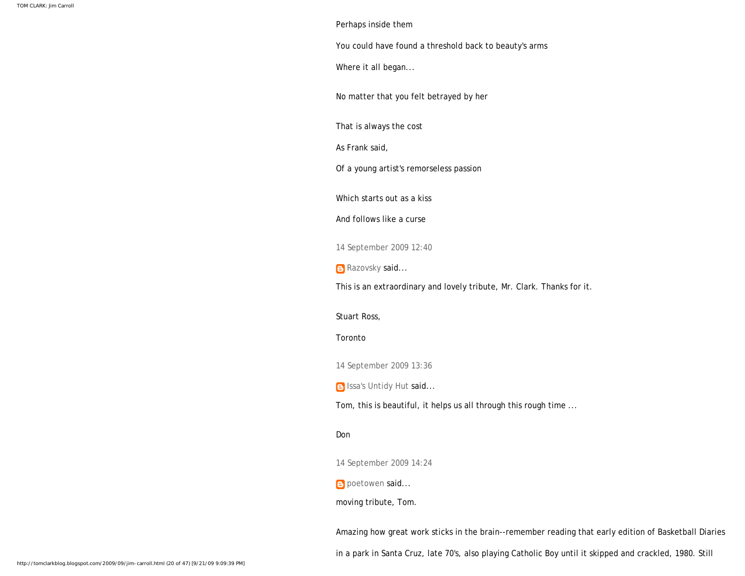Perhaps inside them

You could have found a threshold back to beauty's arms

Where it all began...

No matter that you felt betrayed by her

That is always the cost

As Frank said,

Of a young artist's remorseless passion

Which starts out as a kiss

And follows like a curse

14 September 2009 12:40

Razovsky said...

This is an extraordinary and lovely tribute, Mr. Clark. Thanks for it.

Stuart Ross,

Toronto

14 September 2009 13:36

Issa's Untidy Hut said...

Tom, this is beautiful, it helps us all through this rough time ...

Don

14 September 2009 14:24

poetowen said...

moving tribute, Tom.

Amazing how great work sticks in the brain--remember reading that early edition of Basketball Diaries

in a park in Santa Cruz, late 70's, also playing Catholic Boy until it skipped and crackled, 1980. Still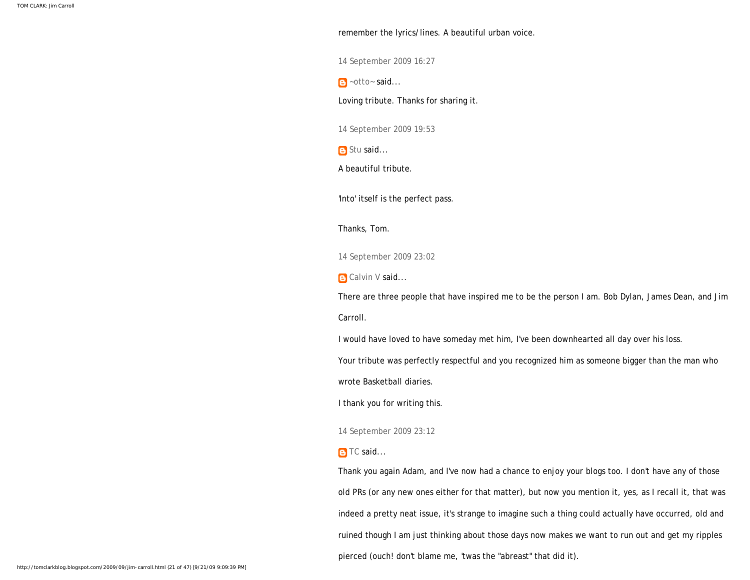remember the lyrics/lines. A beautiful urban voice.

14 September 2009 16:27

~otto~ said...

Loving tribute. Thanks for sharing it.

14 September 2009 19:53

Stu said...

A beautiful tribute.

'Into' itself is the perfect pass.

Thanks, Tom.

14 September 2009 23:02

Calvin V said...

There are three people that have inspired me to be the person I am. Bob Dylan, James Dean, and Jim Carroll.

I would have loved to have someday met him, I've been downhearted all day over his loss.

Your tribute was perfectly respectful and you recognized him as someone bigger than the man who wrote Basketball diaries.

I thank you for writing this.

14 September 2009 23:12

TC said...

Thank you again Adam, and I've now had a chance to enjoy your blogs too. I don't have any of those old PRs (or any new ones either for that matter), but now you mention it, yes, as I recall it, that was indeed a pretty neat issue, it's strange to imagine such a thing could actually have occurred, old and ruined though I am just thinking about those days now makes we want to run out and get my ripples pierced (ouch! don't blame me, 'twas the "abreast" that did it).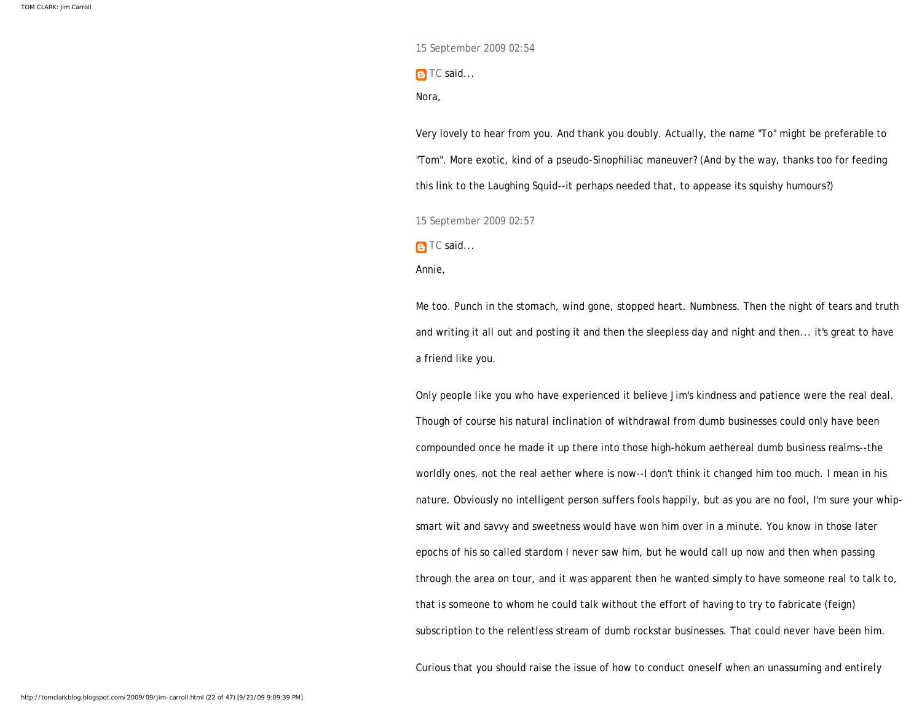15 September 2009 02:54

TC said...

Nora,

Very lovely to hear from you. And thank you doubly. Actually, the name "To" might be preferable to "Tom". More exotic, kind of a pseudo-Sinophiliac maneuver? (And by the way, thanks too for feeding this link to the Laughing Squid--it perhaps needed that, to appease its squishy humours?)

15 September 2009 02:57

TC said...

Annie,

Me too. Punch in the stomach, wind gone, stopped heart. Numbness. Then the night of tears and truth and writing it all out and posting it and then the sleepless day and night and then... it's great to have a friend like you.

Only people like you who have experienced it believe Jim's kindness and patience were the real deal. Though of course his natural inclination of withdrawal from dumb businesses could only have been compounded once he made it up there into those high-hokum aethereal dumb business realms--the worldly ones, not the real aether where is now--I don't think it changed him too much. I mean in his nature. Obviously no intelligent person suffers fools happily, but as you are no fool, I'm sure your whip-smart wit and savvy and sweetness would have won him over in a minute. You know in those later epochs of his so called stardom I never saw him, but he would call up now and then when passing through the area on tour, and it was apparent then he wanted simply to have someone real to talk to, that is someone to whom he could talk without the effort of having to try to fabricate (feign) subscription to the relentless stream of dumb rockstar businesses. That could never have been him.

Curious that you should raise the issue of how to conduct oneself when an unassuming and entirely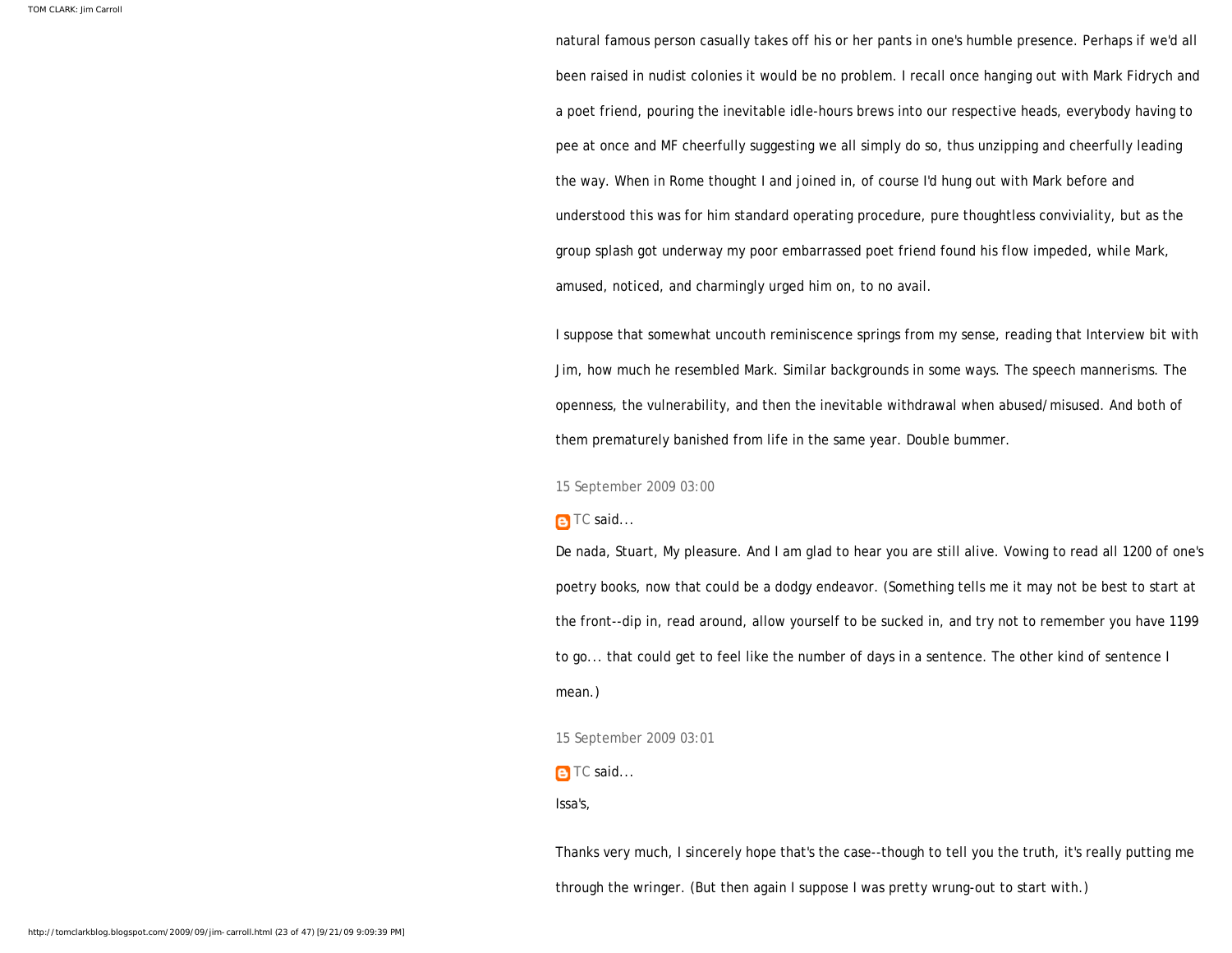natural famous person casually takes off his or her pants in one's humble presence. Perhaps if we'd all been raised in nudist colonies it would be no problem. I recall once hanging out with Mark Fidrych and a poet friend, pouring the inevitable idle-hours brews into our respective heads, everybody having to pee at once and MF cheerfully suggesting we all simply do so, thus unzipping and cheerfully leading the way. When in Rome thought I and joined in, of course I'd hung out with Mark before and understood this was for him standard operating procedure, pure thoughtless conviviality, but as the group splash got underway my poor embarrassed poet friend found his flow impeded, while Mark, amused, noticed, and charmingly urged him on, to no avail.

I suppose that somewhat uncouth reminiscence springs from my sense, reading that Interview bit with Jim, how much he resembled Mark. Similar backgrounds in some ways. The speech mannerisms. The openness, the vulnerability, and then the inevitable withdrawal when abused/misused. And both of them prematurely banished from life in the same year. Double bummer.

15 September 2009 03:00

TC said...

De nada, Stuart, My pleasure. And I am glad to hear you are still alive. Vowing to read all 1200 of one's poetry books, now that could be a dodgy endeavor. (Something tells me it may not be best to start at the front--dip in, read around, allow yourself to be sucked in, and try not to remember you have 1199 to go... that could get to feel like the number of days in a sentence. The other kind of sentence I mean.)

15 September 2009 03:01

TC said...

Issa's,

Thanks very much, I sincerely hope that's the case--though to tell you the truth, it's really putting me through the wringer. (But then again I suppose I was pretty wrung-out to start with.)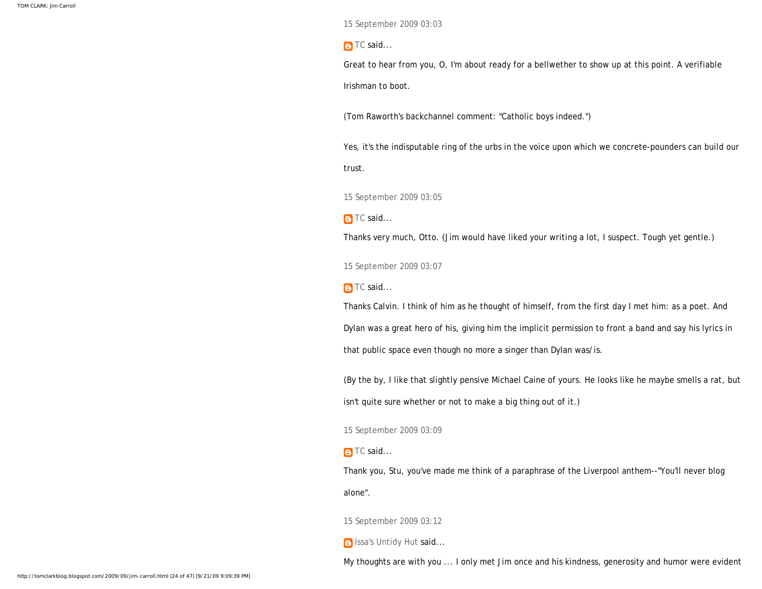15 September 2009 03:03

TC said...

Great to hear from you, O, I'm about ready for a bellwether to show up at this point. A verifiable Irishman to boot.

(Tom Raworth's backchannel comment: "Catholic boys indeed.")

Yes, it's the indisputable ring of the urbs in the voice upon which we concrete-pounders can build our trust.

15 September 2009 03:05

TC said...

Thanks very much, Otto. (Jim would have liked your writing a lot, I suspect. Tough yet gentle.)

15 September 2009 03:07

TC said...

Thanks Calvin. I think of him as he thought of himself, from the first day I met him: as a poet. And Dylan was a great hero of his, giving him the implicit permission to front a band and say his lyrics in that public space even though no more a singer than Dylan was/is.

(By the by, I like that slightly pensive Michael Caine of yours. He looks like he maybe smells a rat, but isn't quite sure whether or not to make a big thing out of it.)

15 September 2009 03:09

TC said...

Thank you, Stu, you've made me think of a paraphrase of the Liverpool anthem--"You'll never blog alone".

15 September 2009 03:12

Issa's Untidy Hut said...

My thoughts are with you ... I only met Jim once and his kindness, generosity and humor were evident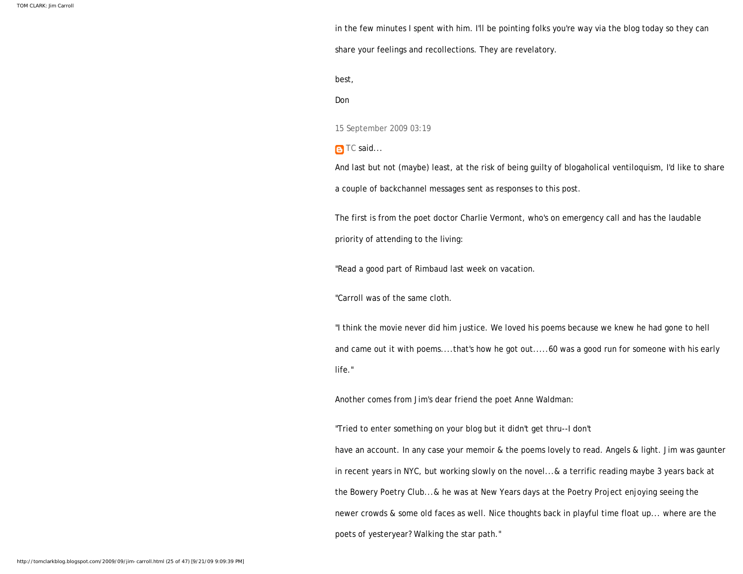in the few minutes I spent with him. I'll be pointing folks you're way via the blog today so they can share your feelings and recollections. They are revelatory.

best,

Don

15 September 2009 03:19

TC said...

And last but not (maybe) least, at the risk of being guilty of blogaholical ventiloquism, I'd like to share a couple of backchannel messages sent as responses to this post.

The first is from the poet doctor Charlie Vermont, who's on emergency call and has the laudable priority of attending to the living:

"Read a good part of Rimbaud last week on vacation.

"Carroll was of the same cloth.

"I think the movie never did him justice. We loved his poems because we knew he had gone to hell and came out it with poems....that's how he got out.....60 was a good run for someone with his early life."

Another comes from Jim's dear friend the poet Anne Waldman:

"Tried to enter something on your blog but it didn't get thru--I don't

have an account. In any case your memoir & the poems lovely to read. Angels & light. Jim was gaunter in recent years in NYC, but working slowly on the novel...& a terrific reading maybe 3 years back at the Bowery Poetry Club...& he was at New Years days at the Poetry Project enjoying seeing the newer crowds & some old faces as well. Nice thoughts back in playful time float up... where are the poets of yesteryear? Walking the star path."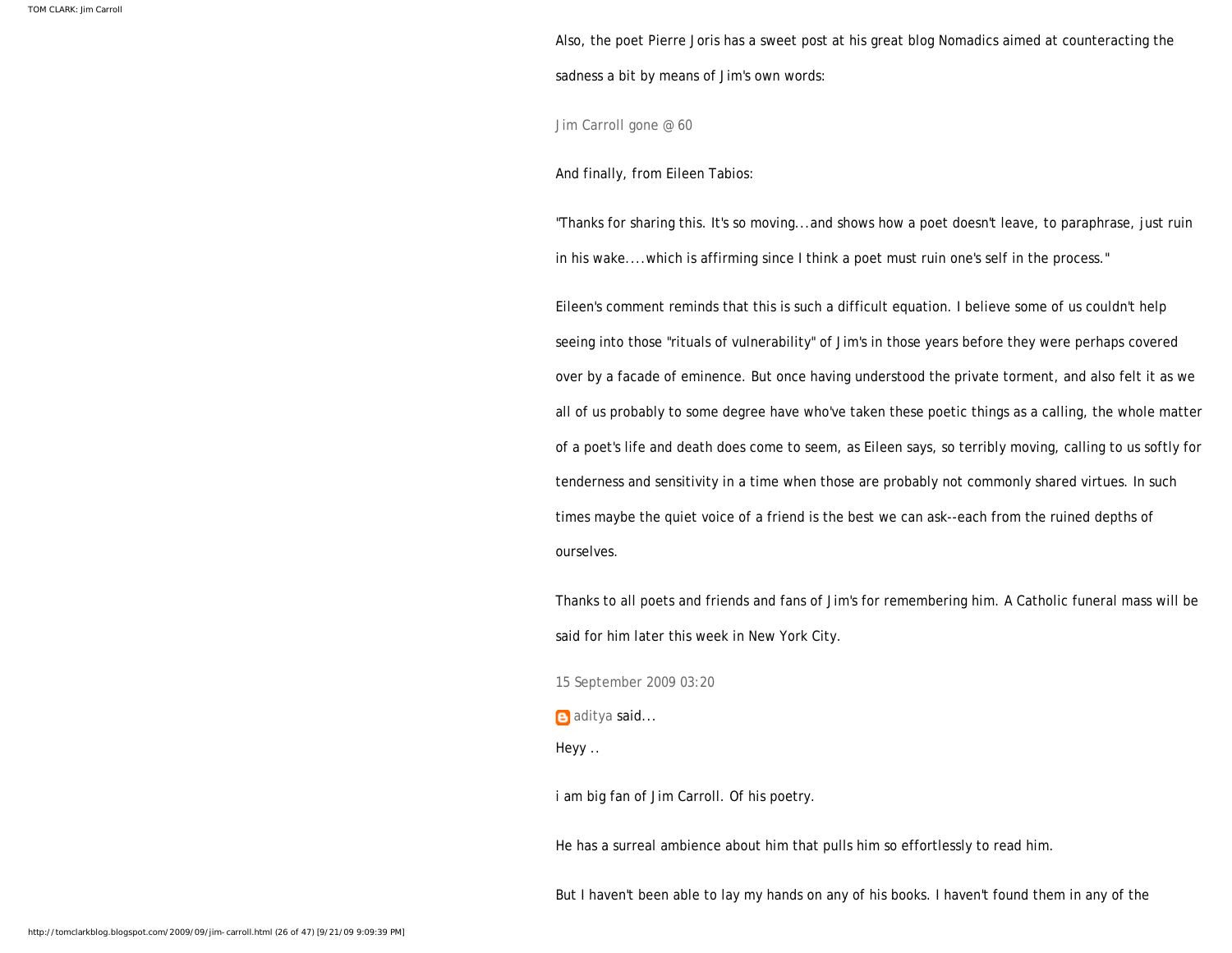Also, the poet Pierre Joris has a sweet post at his great blog Nomadics aimed at counteracting the sadness a bit by means of Jim's own words:

Jim Carroll gone @ 60

And finally, from Eileen Tabios:

"Thanks for sharing this. It's so moving...and shows how a poet doesn't leave, to paraphrase, just ruin in his wake....which is affirming since I think a poet must ruin one's self in the process."

Eileen's comment reminds that this is such a difficult equation. I believe some of us couldn't help seeing into those "rituals of vulnerability" of Jim's in those years before they were perhaps covered over by a facade of eminence. But once having understood the private torment, and also felt it as we all of us probably to some degree have who've taken these poetic things as a calling, the whole matter of a poet's life and death does come to seem, as Eileen says, so terribly moving, calling to us softly for tenderness and sensitivity in a time when those are probably not commonly shared virtues. In such times maybe the quiet voice of a friend is the best we can ask--each from the ruined depths of ourselves.

Thanks to all poets and friends and fans of Jim's for remembering him. A Catholic funeral mass will be said for him later this week in New York City.

15 September 2009 03:20

aditya said...

Heyy ..

i am big fan of Jim Carroll. Of his poetry.

He has a surreal ambience about him that pulls him so effortlessly to read him.

But I haven't been able to lay my hands on any of his books. I haven't found them in any of the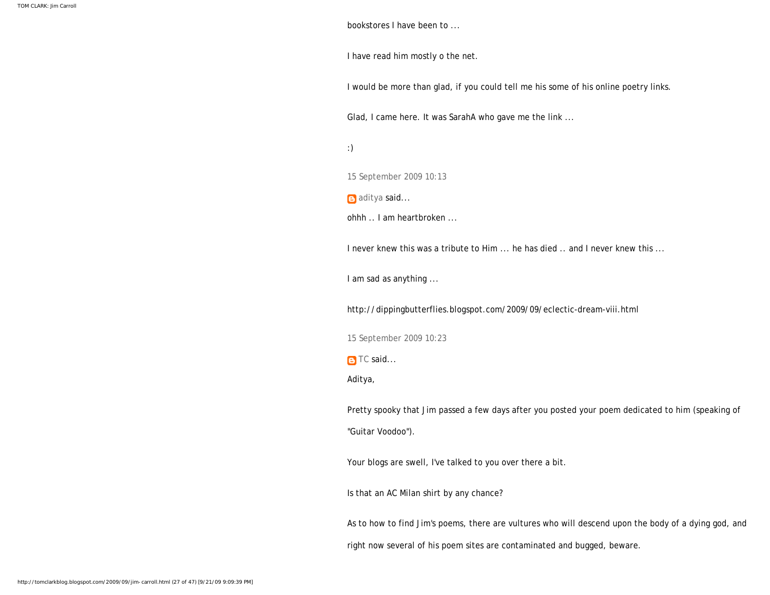bookstores I have been to ...

I have read him mostly o the net.

I would be more than glad, if you could tell me his some of his online poetry links.

Glad, I came here. It was SarahA who gave me the link ...

:)

15 September 2009 10:13

aditya said...

ohhh .. I am heartbroken ...

I never knew this was a tribute to Him ... he has died .. and I never knew this ...

I am sad as anything ...

http://dippingbutterflies.blogspot.com/2009/09/eclectic-dream-viii.html

15 September 2009 10:23

TC said...

Aditya,

Pretty spooky that Jim passed a few days after you posted your poem dedicated to him (speaking of "Guitar Voodoo").

Your blogs are swell, I've talked to you over there a bit.

Is that an AC Milan shirt by any chance?

As to how to find Jim's poems, there are vultures who will descend upon the body of a dying god, and right now several of his poem sites are contaminated and bugged, beware.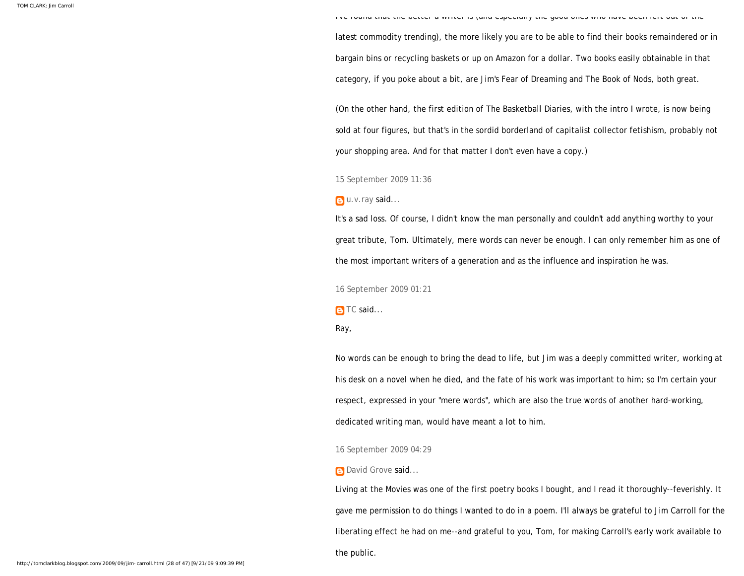I've found that the better a writer is (and especially the good ones who have been left out of the latest commodity trending), the more likely you are to be able to find their books remaindered or in bargain bins or recycling baskets or up on Amazon for a dollar. Two books easily obtainable in that category, if you poke about a bit, are Jim's Fear of Dreaming and The Book of Nods, both great.

(On the other hand, the first edition of The Basketball Diaries, with the intro I wrote, is now being sold at four figures, but that's in the sordid borderland of capitalist collector fetishism, probably not your shopping area. And for that matter I don't even have a copy.)

15 September 2009 11:36

u.v.ray said...

It's a sad loss. Of course, I didn't know the man personally and couldn't add anything worthy to your great tribute, Tom. Ultimately, mere words can never be enough. I can only remember him as one of the most important writers of a generation and as the influence and inspiration he was.

16 September 2009 01:21

TC said...

Ray,

No words can be enough to bring the dead to life, but Jim was a deeply committed writer, working at his desk on a novel when he died, and the fate of his work was important to him; so I'm certain your respect, expressed in your "mere words", which are also the true words of another hard-working, dedicated writing man, would have meant a lot to him.

16 September 2009 04:29

David Grove said...

Living at the Movies was one of the first poetry books I bought, and I read it thoroughly--feverishly. It gave me permission to do things I wanted to do in a poem. I'll always be grateful to Jim Carroll for the liberating effect he had on me--and grateful to you, Tom, for making Carroll's early work available to the public.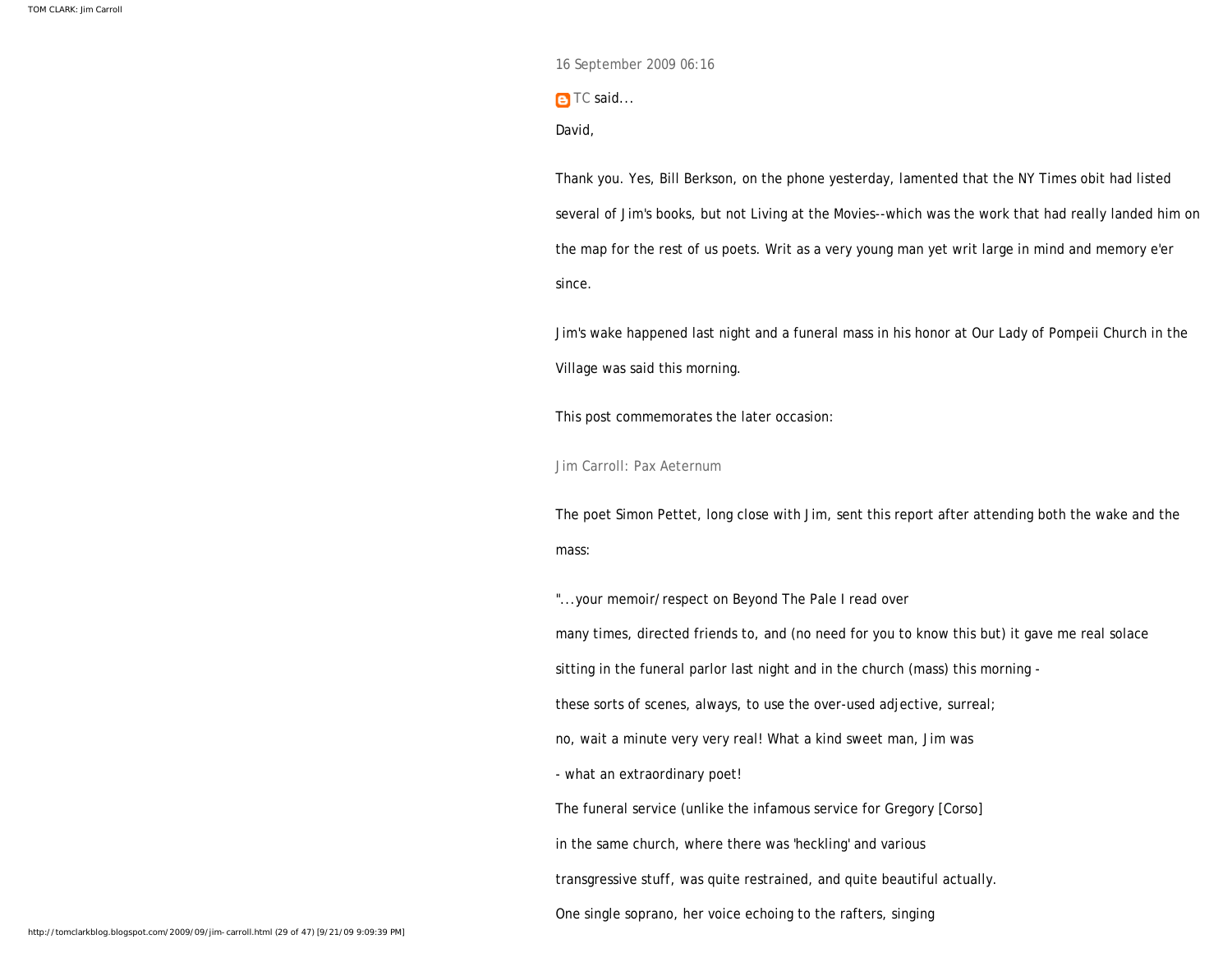16 September 2009 06:16

TC said...

David,

Thank you. Yes, Bill Berkson, on the phone yesterday, lamented that the NY Times obit had listed several of Jim's books, but not Living at the Movies--which was the work that had really landed him on the map for the rest of us poets. Writ as a very young man yet writ large in mind and memory e'er since.

Jim's wake happened last night and a funeral mass in his honor at Our Lady of Pompeii Church in the Village was said this morning.

This post commemorates the later occasion:

Jim Carroll: Pax Aeternum

The poet Simon Pettet, long close with Jim, sent this report after attending both the wake and the mass:

"...your memoir/respect on Beyond The Pale I read over

many times, directed friends to, and (no need for you to know this but) it gave me real solace

sitting in the funeral parlor last night and in the church (mass) this morning -

these sorts of scenes, always, to use the over-used adjective, surreal;

no, wait a minute very very real! What a kind sweet man, Jim was

- what an extraordinary poet!

The funeral service (unlike the infamous service for Gregory [Corso]

in the same church, where there was 'heckling' and various

transgressive stuff, was quite restrained, and quite beautiful actually.

One single soprano, her voice echoing to the rafters, singing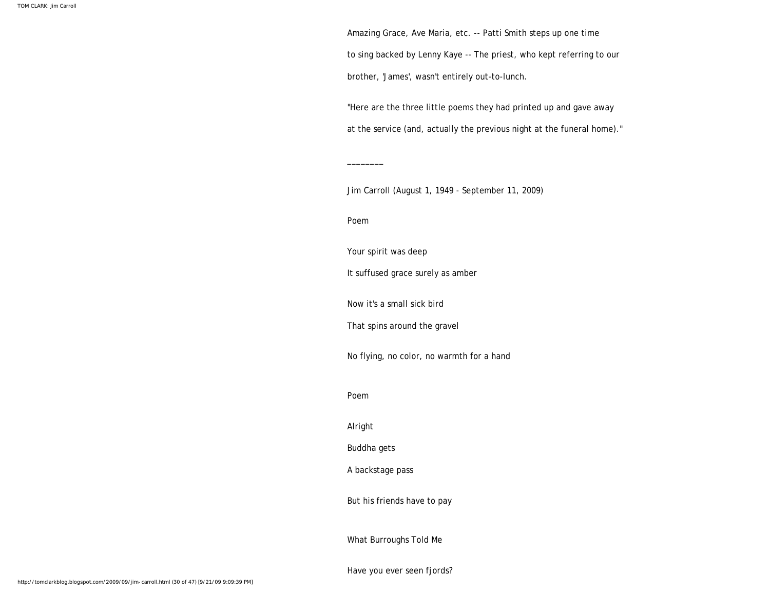Amazing Grace, Ave Maria, etc. -- Patti Smith steps up one time to sing backed by Lenny Kaye -- The priest, who kept referring to our brother, 'James', wasn't entirely out-to-lunch.

"Here are the three little poems they had printed up and gave away at the service (and, actually the previous night at the funeral home)."

________

Jim Carroll (August 1, 1949 - September 11, 2009)

Poem

Your spirit was deep

It suffused grace surely as amber

Now it's a small sick bird

That spins around the gravel

No flying, no color, no warmth for a hand

Poem

Alright

Buddha gets

A backstage pass

But his friends have to pay

What Burroughs Told Me

Have you ever seen fjords?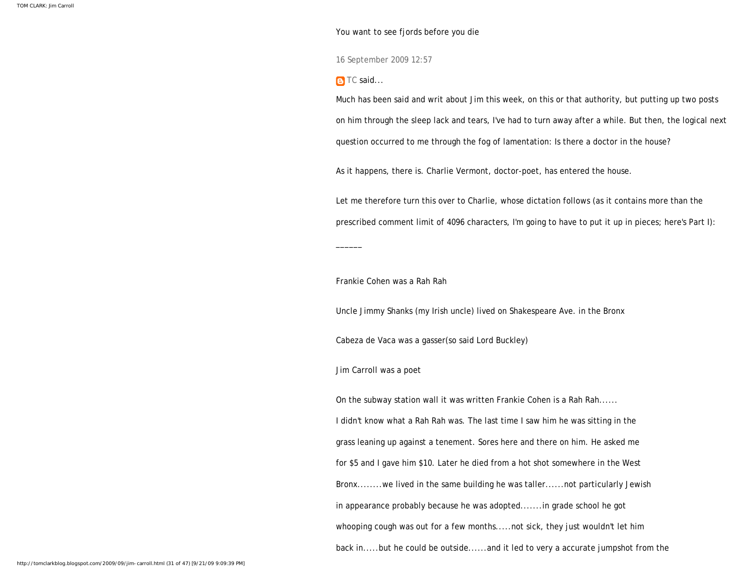You want to see fjords before you die

16 September 2009 12:57

TC said...

Much has been said and writ about Jim this week, on this or that authority, but putting up two posts on him through the sleep lack and tears, I've had to turn away after a while. But then, the logical next question occurred to me through the fog of lamentation: Is there a doctor in the house?

As it happens, there is. Charlie Vermont, doctor-poet, has entered the house.

Let me therefore turn this over to Charlie, whose dictation follows (as it contains more than the prescribed comment limit of 4096 characters, I'm going to have to put it up in pieces; here's Part I):

______

Frankie Cohen was a Rah Rah

Uncle Jimmy Shanks (my Irish uncle) lived on Shakespeare Ave. in the Bronx

Cabeza de Vaca was a gasser(so said Lord Buckley)

Jim Carroll was a poet

On the subway station wall it was written Frankie Cohen is a Rah Rah......
I didn't know what a Rah Rah was. The last time I saw him he was sitting in the grass leaning up against a tenement. Sores here and there on him. He asked me for $5 and I gave him $10. Later he died from a hot shot somewhere in the West Bronx........we lived in the same building he was taller......not particularly Jewish in appearance probably because he was adopted.......in grade school he got whooping cough was out for a few months.....not sick, they just wouldn't let him back in.....but he could be outside......and it led to very a accurate jumpshot from the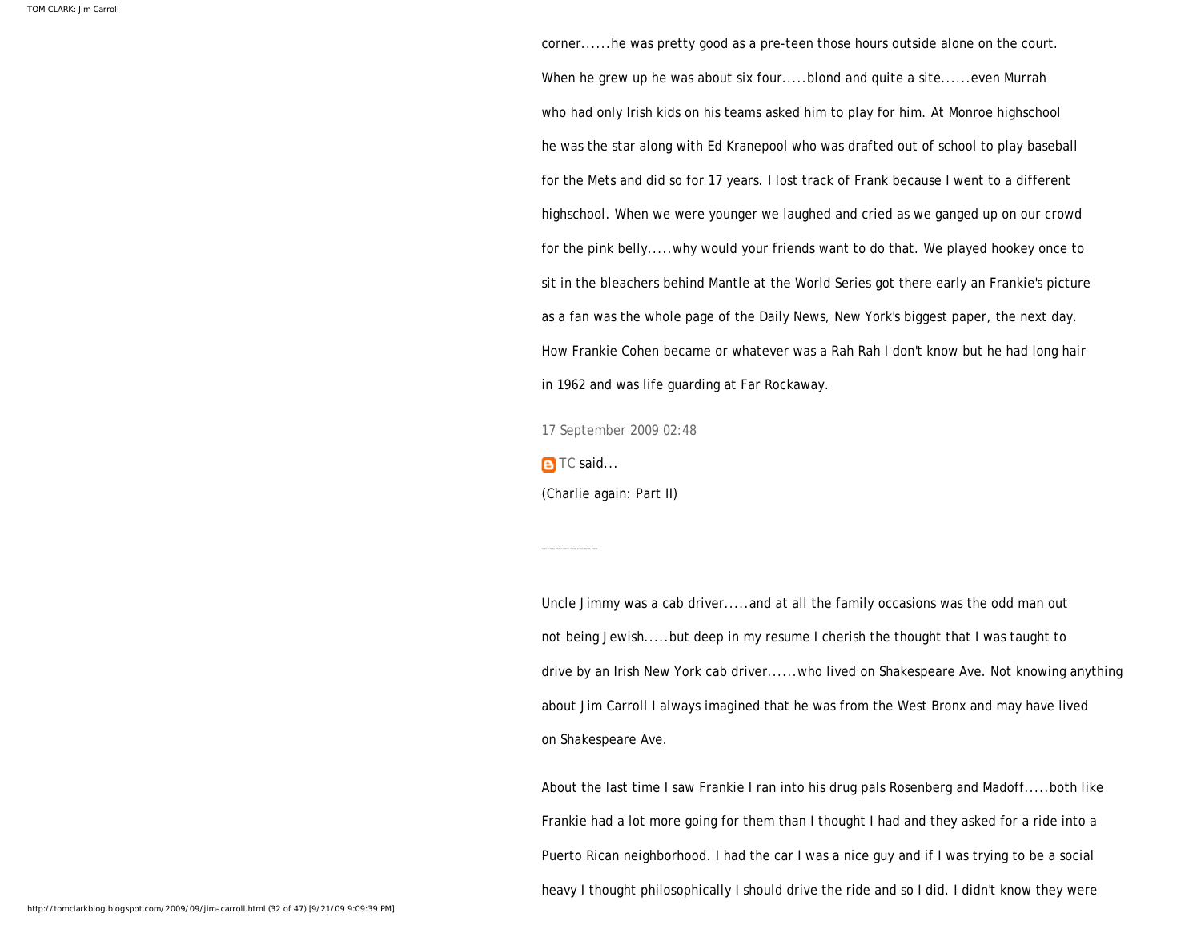corner......he was pretty good as a pre-teen those hours outside alone on the court. When he grew up he was about six four.....blond and quite a site......even Murrah who had only Irish kids on his teams asked him to play for him. At Monroe highschool he was the star along with Ed Kranepool who was drafted out of school to play baseball for the Mets and did so for 17 years. I lost track of Frank because I went to a different highschool. When we were younger we laughed and cried as we ganged up on our crowd for the pink belly.....why would your friends want to do that. We played hookey once to sit in the bleachers behind Mantle at the World Series got there early an Frankie's picture as a fan was the whole page of the Daily News, New York's biggest paper, the next day. How Frankie Cohen became or whatever was a Rah Rah I don't know but he had long hair in 1962 and was life guarding at Far Rockaway.

17 September 2009 02:48

TC said...

(Charlie again: Part II)

________

Uncle Jimmy was a cab driver.....and at all the family occasions was the odd man out not being Jewish.....but deep in my resume I cherish the thought that I was taught to drive by an Irish New York cab driver......who lived on Shakespeare Ave. Not knowing anything about Jim Carroll I always imagined that he was from the West Bronx and may have lived on Shakespeare Ave.

About the last time I saw Frankie I ran into his drug pals Rosenberg and Madoff.....both like Frankie had a lot more going for them than I thought I had and they asked for a ride into a Puerto Rican neighborhood. I had the car I was a nice guy and if I was trying to be a social heavy I thought philosophically I should drive the ride and so I did. I didn't know they were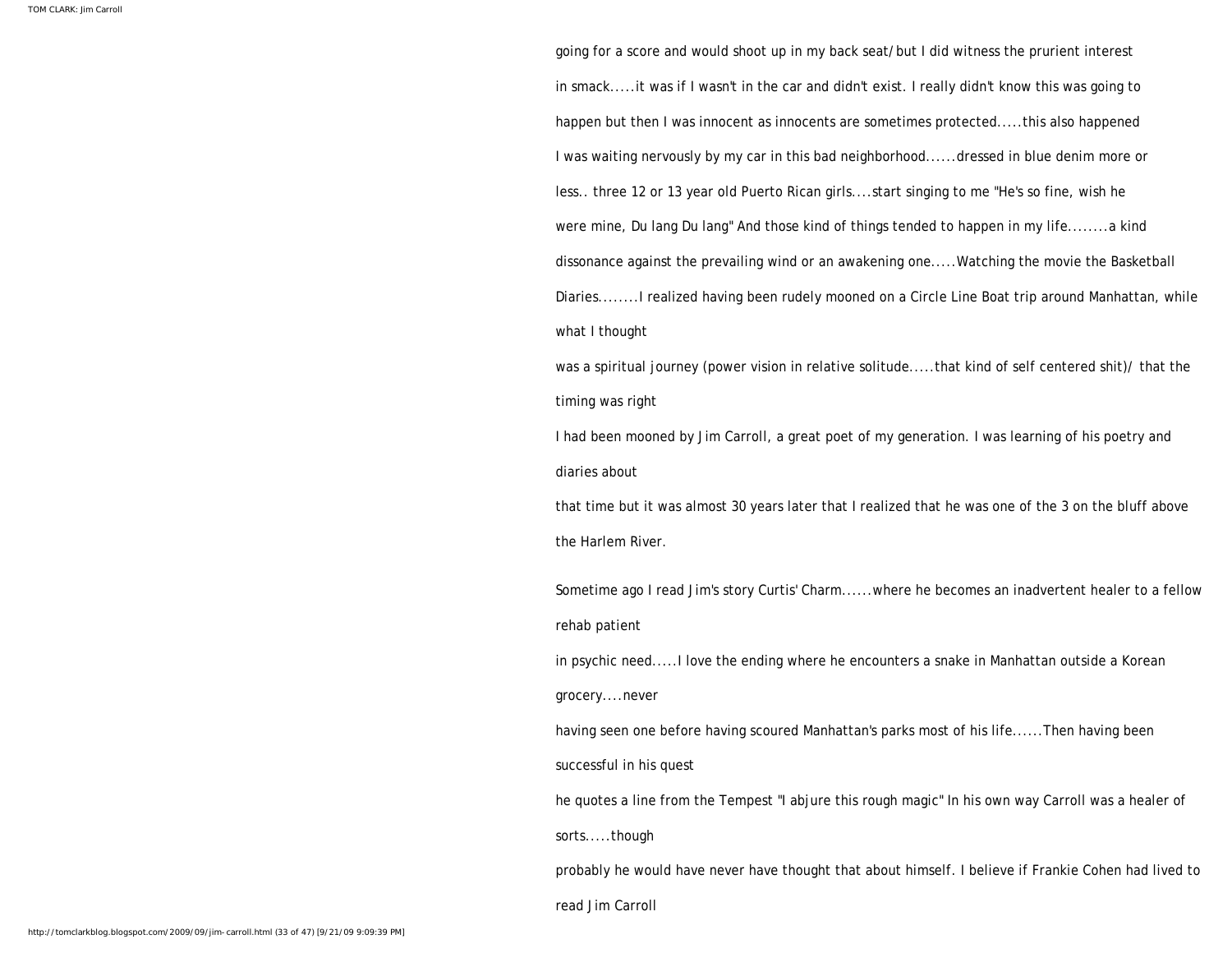going for a score and would shoot up in my back seat/but I did witness the prurient interest in smack.....it was if I wasn't in the car and didn't exist. I really didn't know this was going to happen but then I was innocent as innocents are sometimes protected.....this also happened I was waiting nervously by my car in this bad neighborhood......dressed in blue denim more or less.. three 12 or 13 year old Puerto Rican girls....start singing to me "He's so fine, wish he were mine, Du lang Du lang" And those kind of things tended to happen in my life........a kind dissonance against the prevailing wind or an awakening one.....Watching the movie the Basketball Diaries........I realized having been rudely mooned on a Circle Line Boat trip around Manhattan, while what I thought
was a spiritual journey (power vision in relative solitude.....that kind of self centered shit)/ that the timing was right
I had been mooned by Jim Carroll, a great poet of my generation. I was learning of his poetry and diaries about
that time but it was almost 30 years later that I realized that he was one of the 3 on the bluff above the Harlem River.

Sometime ago I read Jim's story Curtis' Charm......where he becomes an inadvertent healer to a fellow rehab patient
in psychic need.....I love the ending where he encounters a snake in Manhattan outside a Korean grocery....never
having seen one before having scoured Manhattan's parks most of his life......Then having been successful in his quest
he quotes a line from the Tempest "I abjure this rough magic" In his own way Carroll was a healer of sorts.....though
probably he would have never have thought that about himself. I believe if Frankie Cohen had lived to read Jim Carroll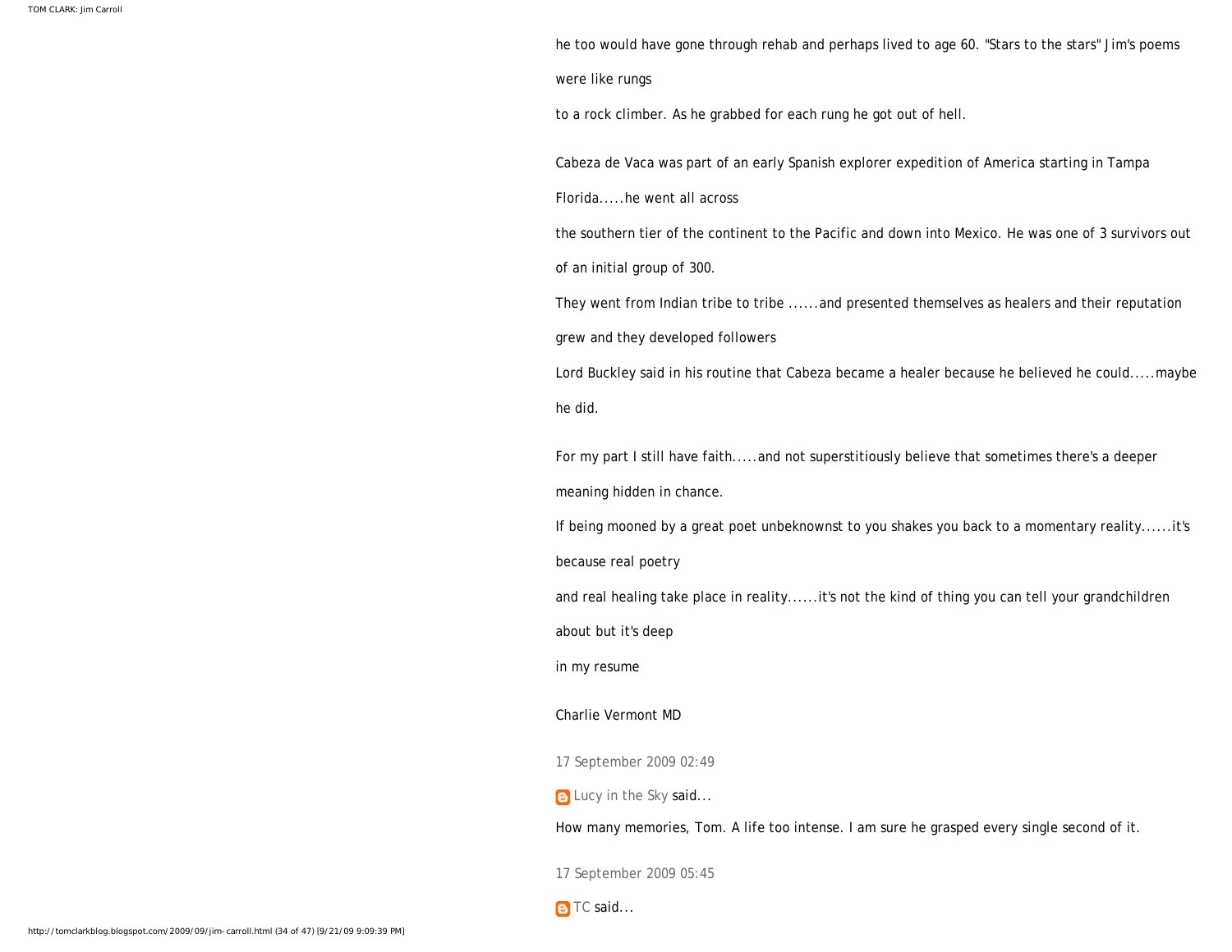he too would have gone through rehab and perhaps lived to age 60. "Stars to the stars" Jim's poems were like rungs

to a rock climber. As he grabbed for each rung he got out of hell.

Cabeza de Vaca was part of an early Spanish explorer expedition of America starting in Tampa Florida.....he went all across

the southern tier of the continent to the Pacific and down into Mexico. He was one of 3 survivors out of an initial group of 300.

They went from Indian tribe to tribe ......and presented themselves as healers and their reputation grew and they developed followers

Lord Buckley said in his routine that Cabeza became a healer because he believed he could.....maybe he did.

For my part I still have faith.....and not superstitiously believe that sometimes there's a deeper meaning hidden in chance.

If being mooned by a great poet unbeknownst to you shakes you back to a momentary reality......it's because real poetry

and real healing take place in reality......it's not the kind of thing you can tell your grandchildren about but it's deep

in my resume

Charlie Vermont MD

17 September 2009 02:49

Lucy in the Sky said...

How many memories, Tom. A life too intense. I am sure he grasped every single second of it.

17 September 2009 05:45

TC said...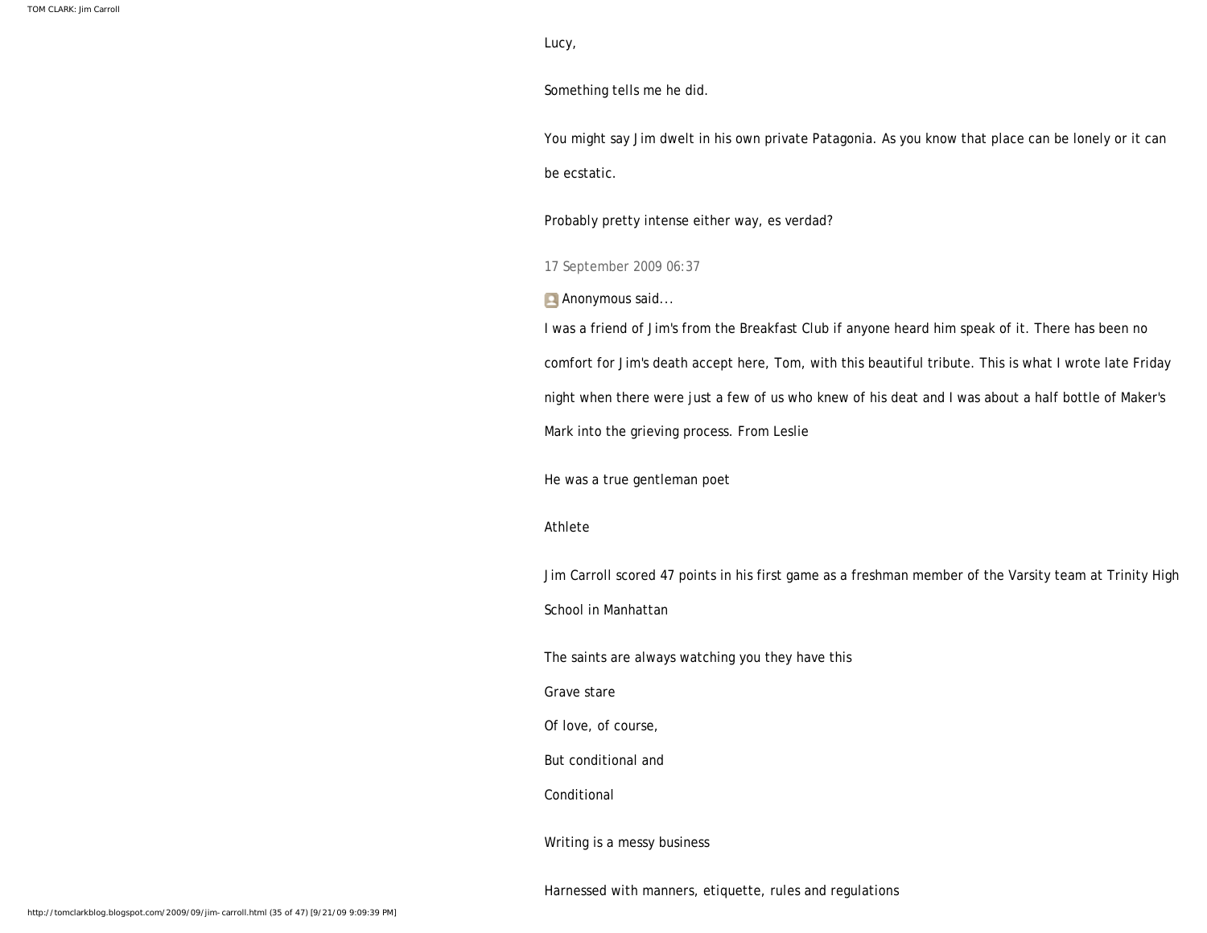Lucy,

Something tells me he did.

You might say Jim dwelt in his own private Patagonia. As you know that place can be lonely or it can be ecstatic.

Probably pretty intense either way, es verdad?

17 September 2009 06:37

Anonymous said...

I was a friend of Jim's from the Breakfast Club if anyone heard him speak of it. There has been no comfort for Jim's death accept here, Tom, with this beautiful tribute. This is what I wrote late Friday night when there were just a few of us who knew of his deat and I was about a half bottle of Maker's Mark into the grieving process. From Leslie

He was a true gentleman poet

Athlete

Jim Carroll scored 47 points in his first game as a freshman member of the Varsity team at Trinity High School in Manhattan

The saints are always watching you they have this

Grave stare

Of love, of course,

But conditional and

Conditional

Writing is a messy business

Harnessed with manners, etiquette, rules and regulations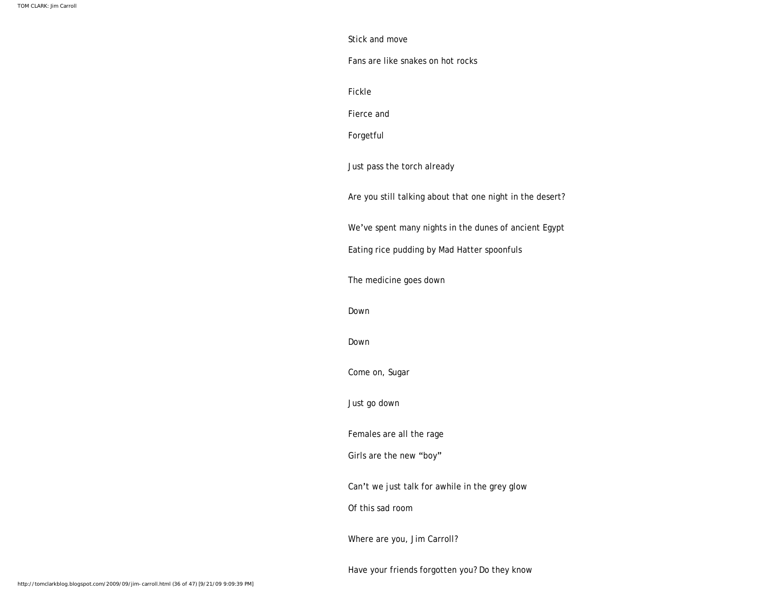Stick and move

Fans are like snakes on hot rocks

Fickle

Fierce and

Forgetful

Just pass the torch already

Are you still talking about that one night in the desert?

We've spent many nights in the dunes of ancient Egypt

Eating rice pudding by Mad Hatter spoonfuls

The medicine goes down

Down

Down

Come on, Sugar

Just go down

Females are all the rage

Girls are the new "boy"

Can't we just talk for awhile in the grey glow

Of this sad room

Where are you, Jim Carroll?

Have your friends forgotten you? Do they know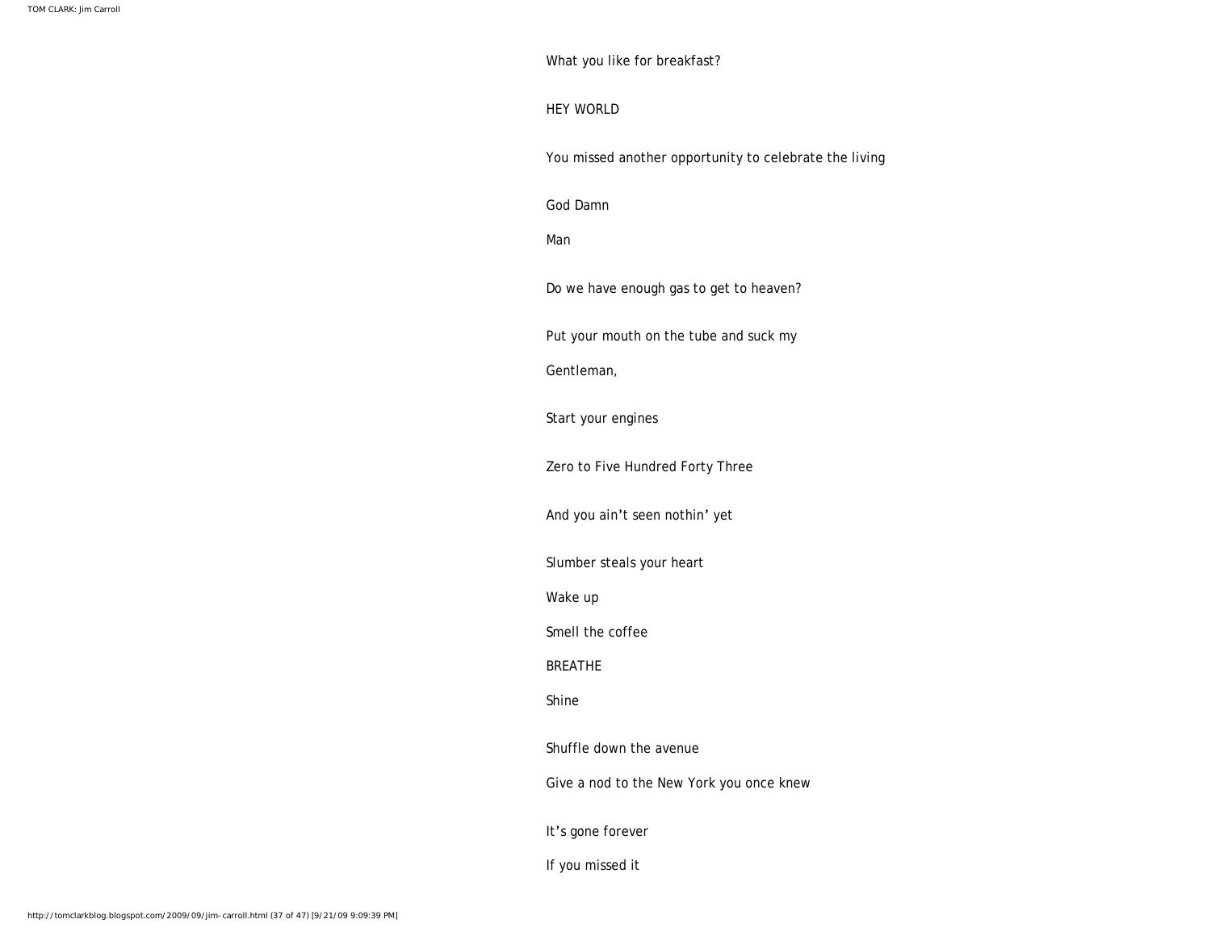What you like for breakfast?

HEY WORLD

You missed another opportunity to celebrate the living

God Damn

Man

Do we have enough gas to get to heaven?

Put your mouth on the tube and suck my

Gentleman,

Start your engines

Zero to Five Hundred Forty Three

And you ain't seen nothin' yet

Slumber steals your heart

Wake up

Smell the coffee

BREATHE

Shine

Shuffle down the avenue

Give a nod to the New York you once knew

It's gone forever

If you missed it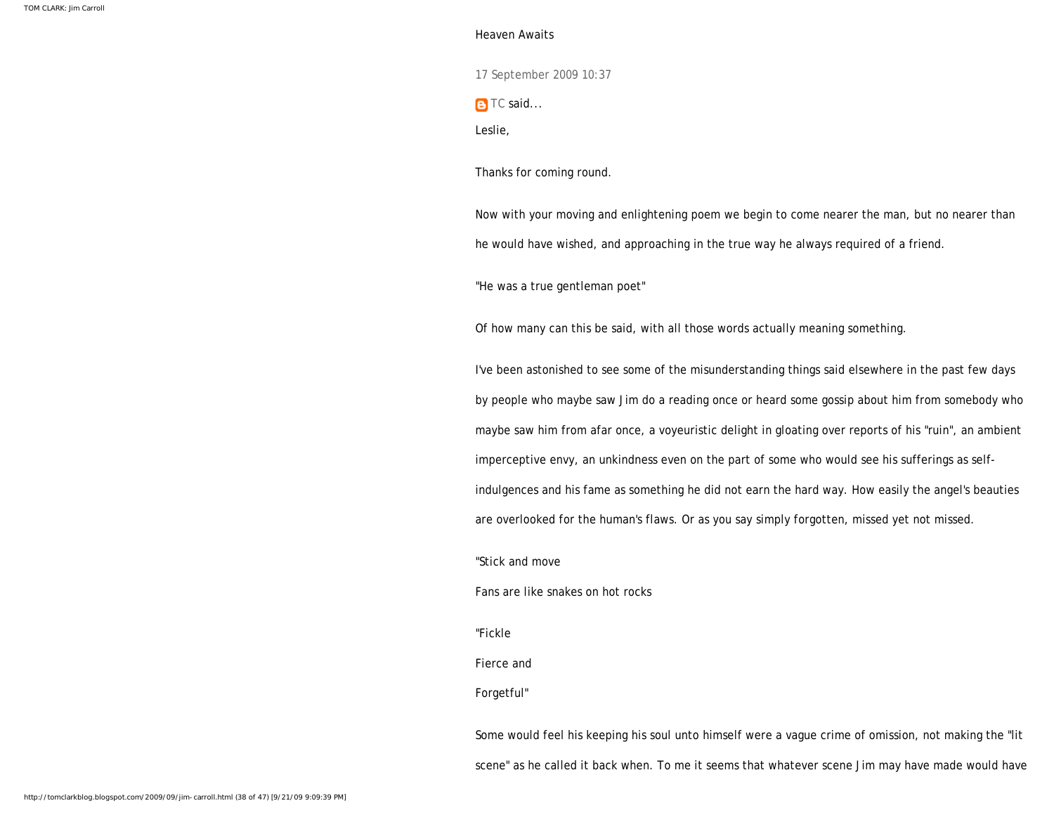Heaven Awaits

17 September 2009 10:37

TC said...

Leslie,

Thanks for coming round.

Now with your moving and enlightening poem we begin to come nearer the man, but no nearer than he would have wished, and approaching in the true way he always required of a friend.

"He was a true gentleman poet"

Of how many can this be said, with all those words actually meaning something.

I've been astonished to see some of the misunderstanding things said elsewhere in the past few days by people who maybe saw Jim do a reading once or heard some gossip about him from somebody who maybe saw him from afar once, a voyeuristic delight in gloating over reports of his "ruin", an ambient imperceptive envy, an unkindness even on the part of some who would see his sufferings as self-indulgences and his fame as something he did not earn the hard way. How easily the angel's beauties are overlooked for the human's flaws. Or as you say simply forgotten, missed yet not missed.

"Stick and move

Fans are like snakes on hot rocks

"Fickle

Fierce and

Forgetful"

Some would feel his keeping his soul unto himself were a vague crime of omission, not making the "lit scene" as he called it back when. To me it seems that whatever scene Jim may have made would have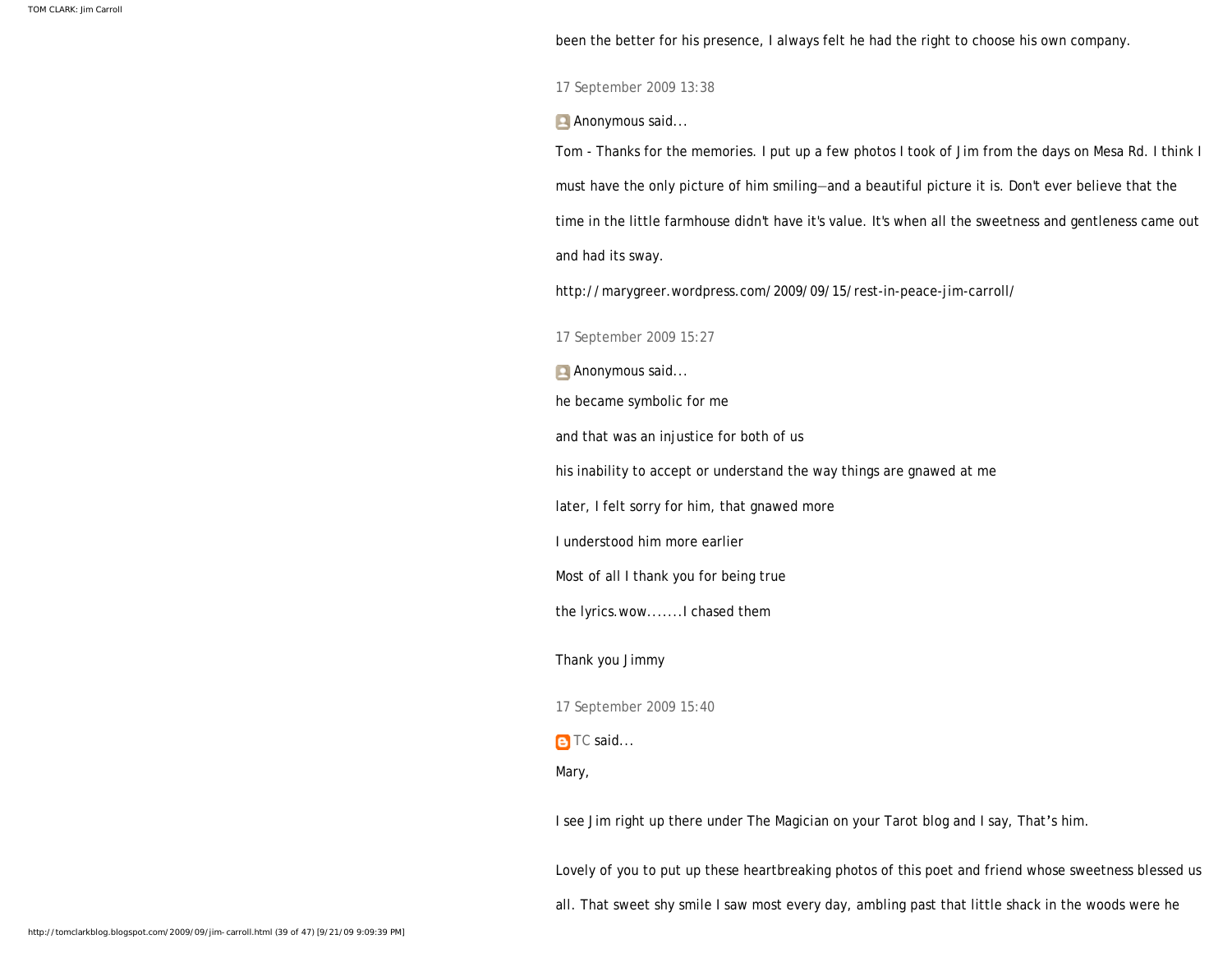been the better for his presence, I always felt he had the right to choose his own company.

17 September 2009 13:38

Anonymous said...

Tom - Thanks for the memories. I put up a few photos I took of Jim from the days on Mesa Rd. I think I must have the only picture of him smiling—and a beautiful picture it is. Don't ever believe that the time in the little farmhouse didn't have it's value. It's when all the sweetness and gentleness came out and had its sway.

http://marygreer.wordpress.com/2009/09/15/rest-in-peace-jim-carroll/

17 September 2009 15:27

Anonymous said...

he became symbolic for me

and that was an injustice for both of us

his inability to accept or understand the way things are gnawed at me

later, I felt sorry for him, that gnawed more

I understood him more earlier

Most of all I thank you for being true

the lyrics.wow.......I chased them

Thank you Jimmy

17 September 2009 15:40

TC said...

Mary,

I see Jim right up there under The Magician on your Tarot blog and I say, That's him.

Lovely of you to put up these heartbreaking photos of this poet and friend whose sweetness blessed us all. That sweet shy smile I saw most every day, ambling past that little shack in the woods were he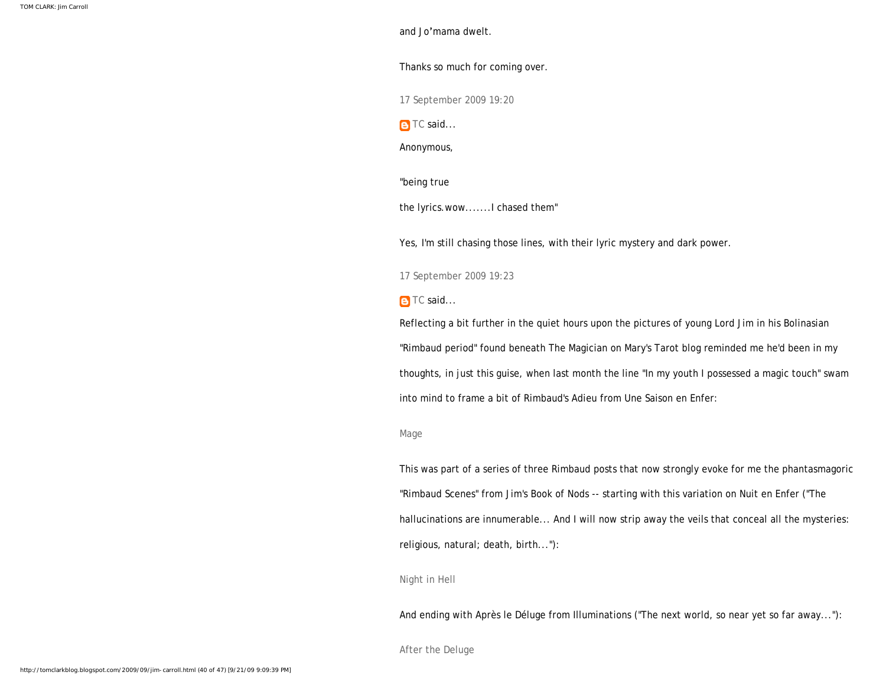and Jo'mama dwelt.

Thanks so much for coming over.

17 September 2009 19:20

TC said...

Anonymous,

"being true

the lyrics.wow.......I chased them"

Yes, I'm still chasing those lines, with their lyric mystery and dark power.

17 September 2009 19:23

TC said...

Reflecting a bit further in the quiet hours upon the pictures of young Lord Jim in his Bolinasian "Rimbaud period" found beneath The Magician on Mary's Tarot blog reminded me he'd been in my thoughts, in just this guise, when last month the line "In my youth I possessed a magic touch" swam into mind to frame a bit of Rimbaud's Adieu from Une Saison en Enfer:

Mage

This was part of a series of three Rimbaud posts that now strongly evoke for me the phantasmagoric "Rimbaud Scenes" from Jim's Book of Nods -- starting with this variation on Nuit en Enfer ("The hallucinations are innumerable... And I will now strip away the veils that conceal all the mysteries: religious, natural; death, birth..."):

Night in Hell

And ending with Après le Déluge from Illuminations ("The next world, so near yet so far away..."):

After the Deluge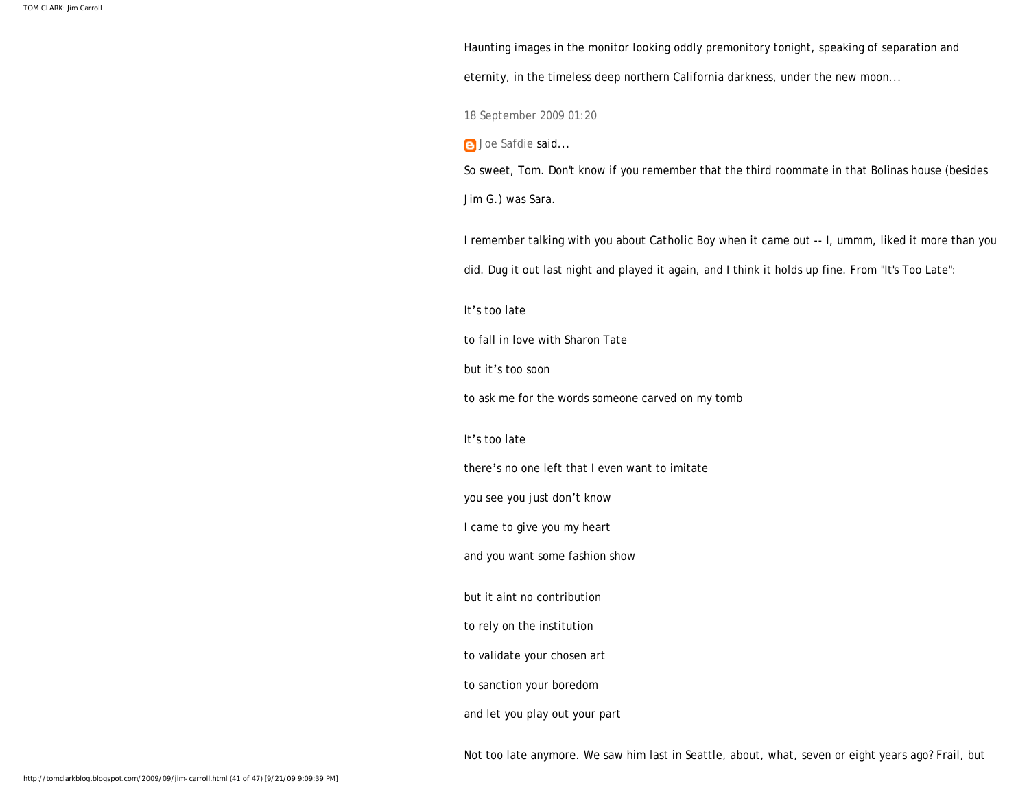Haunting images in the monitor looking oddly premonitory tonight, speaking of separation and eternity, in the timeless deep northern California darkness, under the new moon...

18 September 2009 01:20

Joe Safdie said...

So sweet, Tom. Don't know if you remember that the third roommate in that Bolinas house (besides Jim G.) was Sara.

I remember talking with you about Catholic Boy when it came out -- I, ummm, liked it more than you did. Dug it out last night and played it again, and I think it holds up fine. From "It's Too Late":

It’s too late

to fall in love with Sharon Tate

but it’s too soon

to ask me for the words someone carved on my tomb

It’s too late

there’s no one left that I even want to imitate

you see you just don’t know

I came to give you my heart

and you want some fashion show

but it aint no contribution

to rely on the institution

to validate your chosen art

to sanction your boredom

and let you play out your part

Not too late anymore. We saw him last in Seattle, about, what, seven or eight years ago? Frail, but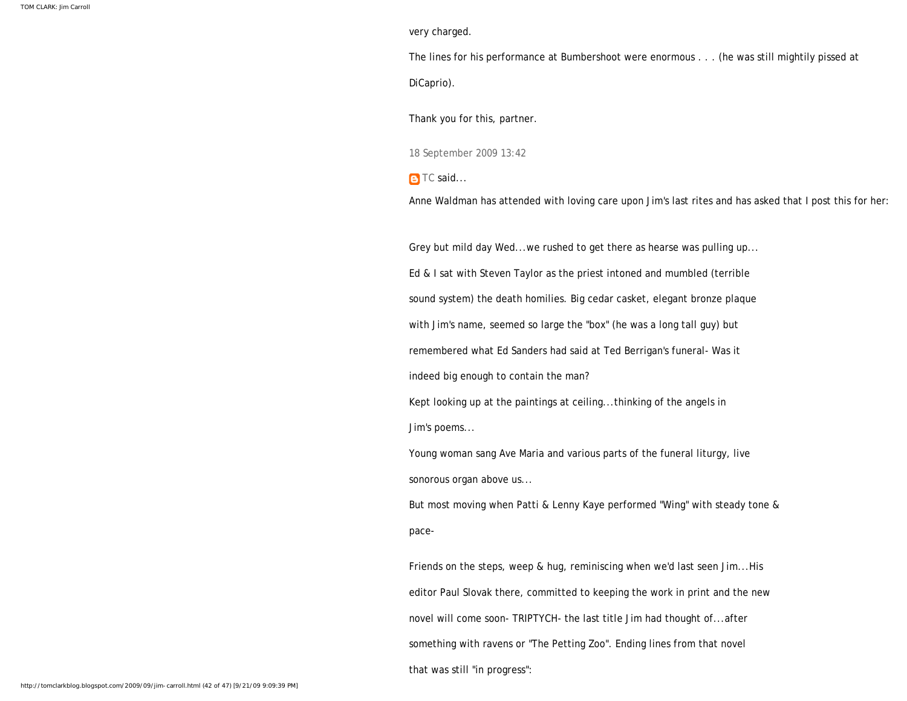very charged.

The lines for his performance at Bumbershoot were enormous . . . (he was still mightily pissed at DiCaprio).

Thank you for this, partner.

18 September 2009 13:42

TC said...

Anne Waldman has attended with loving care upon Jim's last rites and has asked that I post this for her:

Grey but mild day Wed...we rushed to get there as hearse was pulling up...

Ed & I sat with Steven Taylor as the priest intoned and mumbled (terrible sound system) the death homilies. Big cedar casket, elegant bronze plaque with Jim's name, seemed so large the "box" (he was a long tall guy) but remembered what Ed Sanders had said at Ted Berrigan's funeral- Was it indeed big enough to contain the man?

Kept looking up at the paintings at ceiling...thinking of the angels in Jim's poems...

Young woman sang Ave Maria and various parts of the funeral liturgy, live sonorous organ above us...

But most moving when Patti & Lenny Kaye performed "Wing" with steady tone & pace-

Friends on the steps, weep & hug, reminiscing when we'd last seen Jim...His editor Paul Slovak there, committed to keeping the work in print and the new novel will come soon- TRIPTYCH- the last title Jim had thought of...after something with ravens or "The Petting Zoo". Ending lines from that novel that was still "in progress":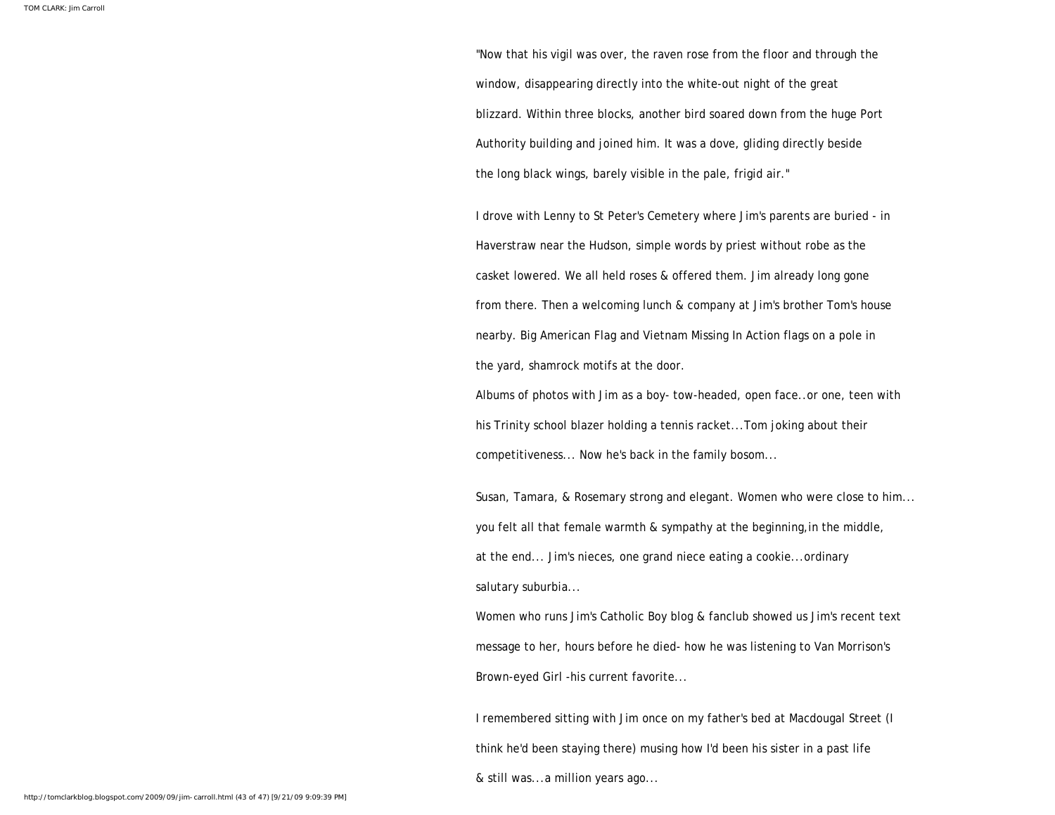"Now that his vigil was over, the raven rose from the floor and through the window, disappearing directly into the white-out night of the great blizzard. Within three blocks, another bird soared down from the huge Port Authority building and joined him. It was a dove, gliding directly beside the long black wings, barely visible in the pale, frigid air."

I drove with Lenny to St Peter's Cemetery where Jim's parents are buried - in Haverstraw near the Hudson, simple words by priest without robe as the casket lowered. We all held roses & offered them. Jim already long gone from there. Then a welcoming lunch & company at Jim's brother Tom's house nearby. Big American Flag and Vietnam Missing In Action flags on a pole in the yard, shamrock motifs at the door.

Albums of photos with Jim as a boy- tow-headed, open face..or one, teen with his Trinity school blazer holding a tennis racket...Tom joking about their competitiveness... Now he's back in the family bosom...

Susan, Tamara, & Rosemary strong and elegant. Women who were close to him... you felt all that female warmth & sympathy at the beginning,in the middle, at the end... Jim's nieces, one grand niece eating a cookie...ordinary salutary suburbia...

Women who runs Jim's Catholic Boy blog & fanclub showed us Jim's recent text message to her, hours before he died- how he was listening to Van Morrison's Brown-eyed Girl -his current favorite...

I remembered sitting with Jim once on my father's bed at Macdougal Street (I think he'd been staying there) musing how I'd been his sister in a past life & still was...a million years ago...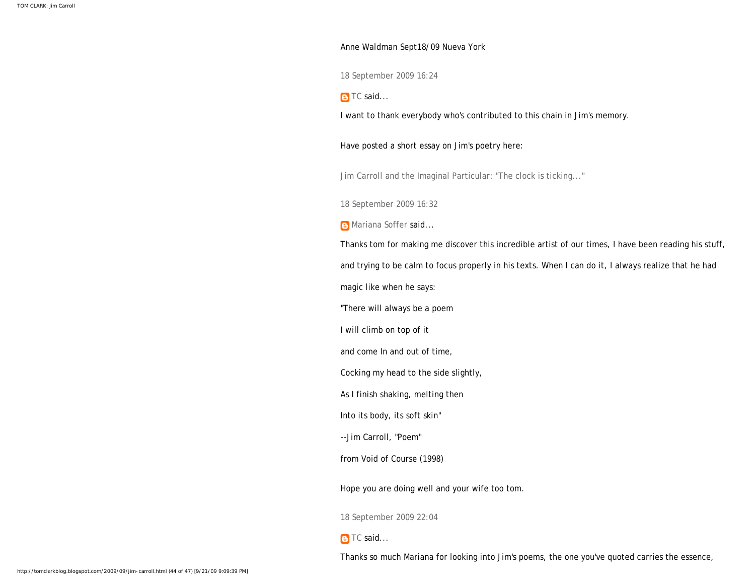Anne Waldman Sept18/09 Nueva York

18 September 2009 16:24

TC said...

I want to thank everybody who's contributed to this chain in Jim's memory.

Have posted a short essay on Jim's poetry here:

Jim Carroll and the Imaginal Particular: "The clock is ticking..."

18 September 2009 16:32

Mariana Soffer said...

Thanks tom for making me discover this incredible artist of our times, I have been reading his stuff,

and trying to be calm to focus properly in his texts. When I can do it, I always realize that he had

magic like when he says:

"There will always be a poem

I will climb on top of it

and come In and out of time,

Cocking my head to the side slightly,

As I finish shaking, melting then

Into its body, its soft skin"

--Jim Carroll, "Poem"

from Void of Course (1998)

Hope you are doing well and your wife too tom.

18 September 2009 22:04

TC said...

Thanks so much Mariana for looking into Jim's poems, the one you've quoted carries the essence,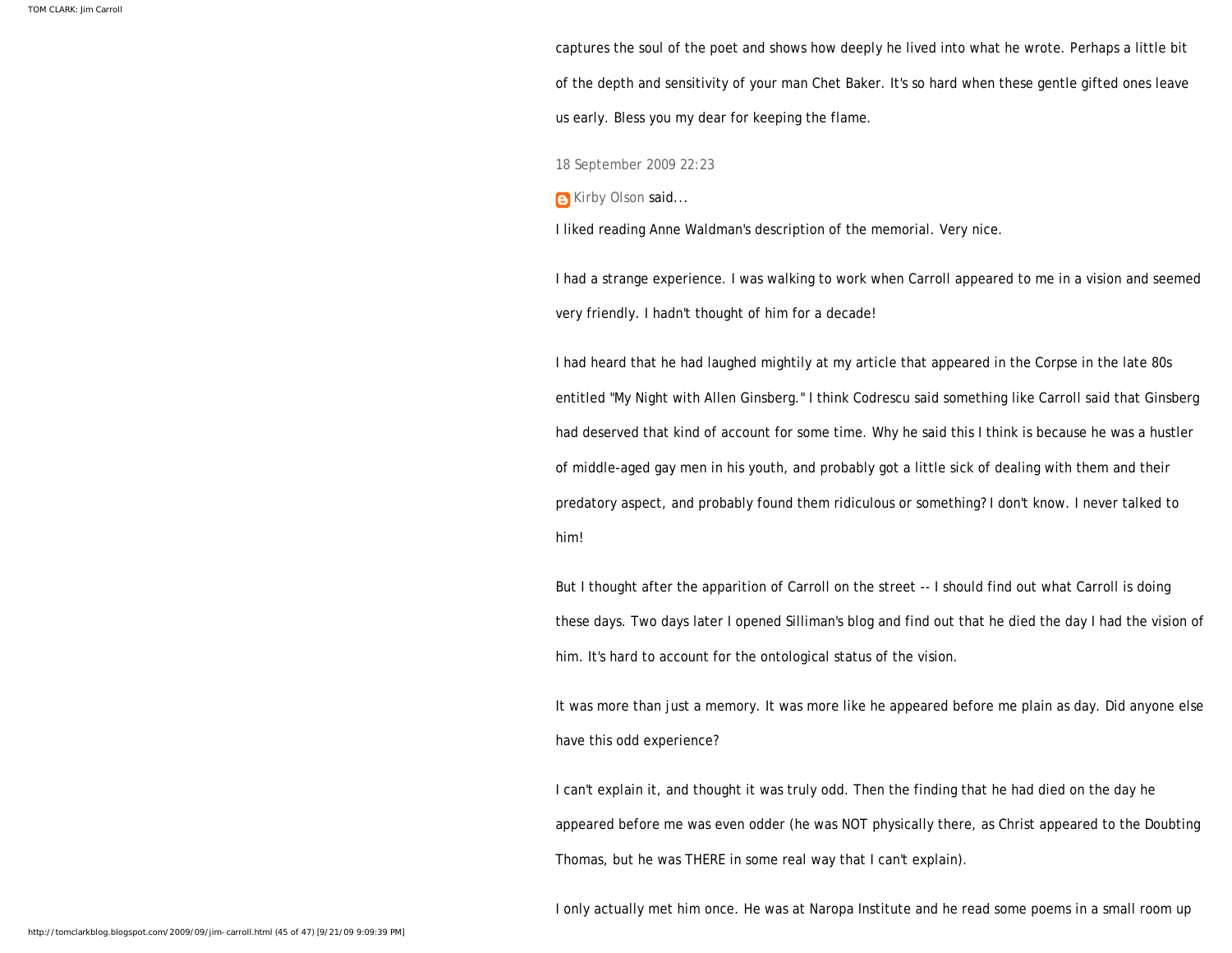captures the soul of the poet and shows how deeply he lived into what he wrote. Perhaps a little bit of the depth and sensitivity of your man Chet Baker. It's so hard when these gentle gifted ones leave us early. Bless you my dear for keeping the flame.

18 September 2009 22:23

Kirby Olson said...

I liked reading Anne Waldman's description of the memorial. Very nice.

I had a strange experience. I was walking to work when Carroll appeared to me in a vision and seemed very friendly. I hadn't thought of him for a decade!

I had heard that he had laughed mightily at my article that appeared in the Corpse in the late 80s entitled "My Night with Allen Ginsberg." I think Codrescu said something like Carroll said that Ginsberg had deserved that kind of account for some time. Why he said this I think is because he was a hustler of middle-aged gay men in his youth, and probably got a little sick of dealing with them and their predatory aspect, and probably found them ridiculous or something? I don't know. I never talked to him!

But I thought after the apparition of Carroll on the street -- I should find out what Carroll is doing these days. Two days later I opened Silliman's blog and find out that he died the day I had the vision of him. It's hard to account for the ontological status of the vision.

It was more than just a memory. It was more like he appeared before me plain as day. Did anyone else have this odd experience?

I can't explain it, and thought it was truly odd. Then the finding that he had died on the day he appeared before me was even odder (he was NOT physically there, as Christ appeared to the Doubting Thomas, but he was THERE in some real way that I can't explain).

I only actually met him once. He was at Naropa Institute and he read some poems in a small room up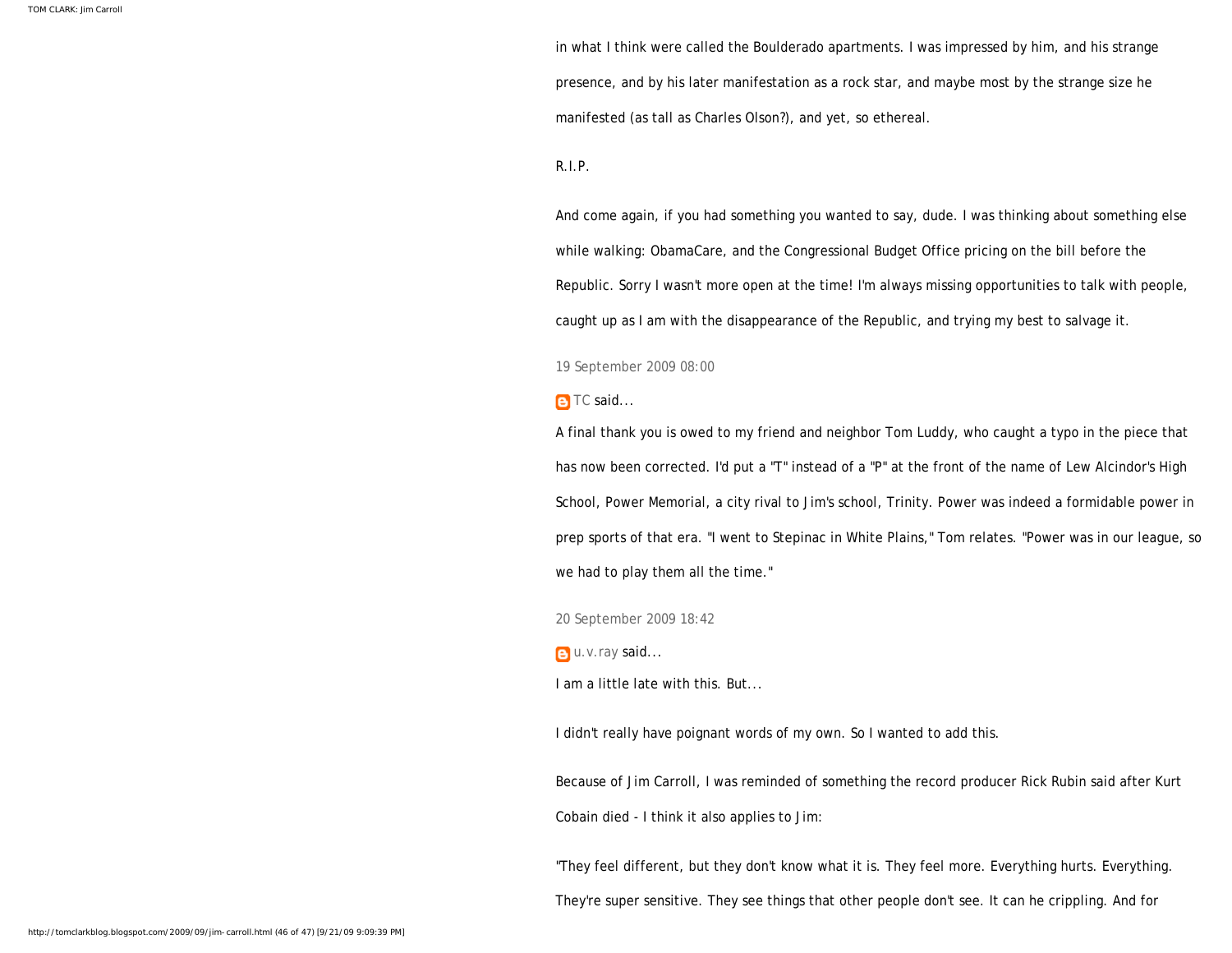in what I think were called the Boulderado apartments. I was impressed by him, and his strange presence, and by his later manifestation as a rock star, and maybe most by the strange size he manifested (as tall as Charles Olson?), and yet, so ethereal.

R.I.P.

And come again, if you had something you wanted to say, dude. I was thinking about something else while walking: ObamaCare, and the Congressional Budget Office pricing on the bill before the Republic. Sorry I wasn't more open at the time! I'm always missing opportunities to talk with people, caught up as I am with the disappearance of the Republic, and trying my best to salvage it.

19 September 2009 08:00

TC said...

A final thank you is owed to my friend and neighbor Tom Luddy, who caught a typo in the piece that has now been corrected. I'd put a "T" instead of a "P" at the front of the name of Lew Alcindor's High School, Power Memorial, a city rival to Jim's school, Trinity. Power was indeed a formidable power in prep sports of that era. "I went to Stepinac in White Plains," Tom relates. "Power was in our league, so we had to play them all the time."

20 September 2009 18:42

u.v.ray said...

I am a little late with this. But...

I didn't really have poignant words of my own. So I wanted to add this.

Because of Jim Carroll, I was reminded of something the record producer Rick Rubin said after Kurt Cobain died - I think it also applies to Jim:

"They feel different, but they don't know what it is. They feel more. Everything hurts. Everything. They're super sensitive. They see things that other people don't see. It can he crippling. And for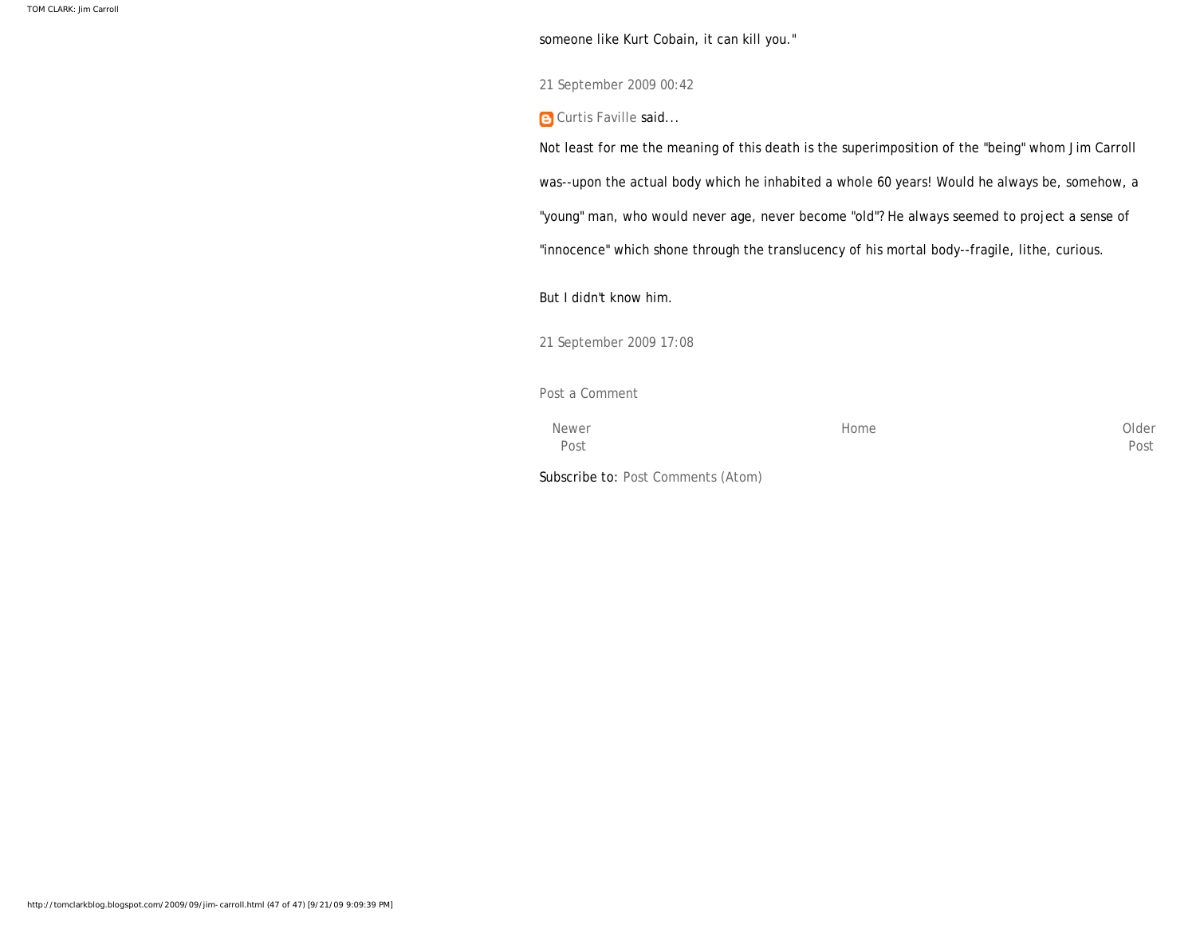someone like Kurt Cobain, it can kill you."

21 September 2009 00:42

Curtis Faville said...

Not least for me the meaning of this death is the superimposition of the "being" whom Jim Carroll was--upon the actual body which he inhabited a whole 60 years! Would he always be, somehow, a "young" man, who would never age, never become "old"? He always seemed to project a sense of "innocence" which shone through the translucency of his mortal body--fragile, lithe, curious.

But I didn't know him.

21 September 2009 17:08

Post a Comment

Newer Post | Home | Older Post

Subscribe to: Post Comments (Atom)